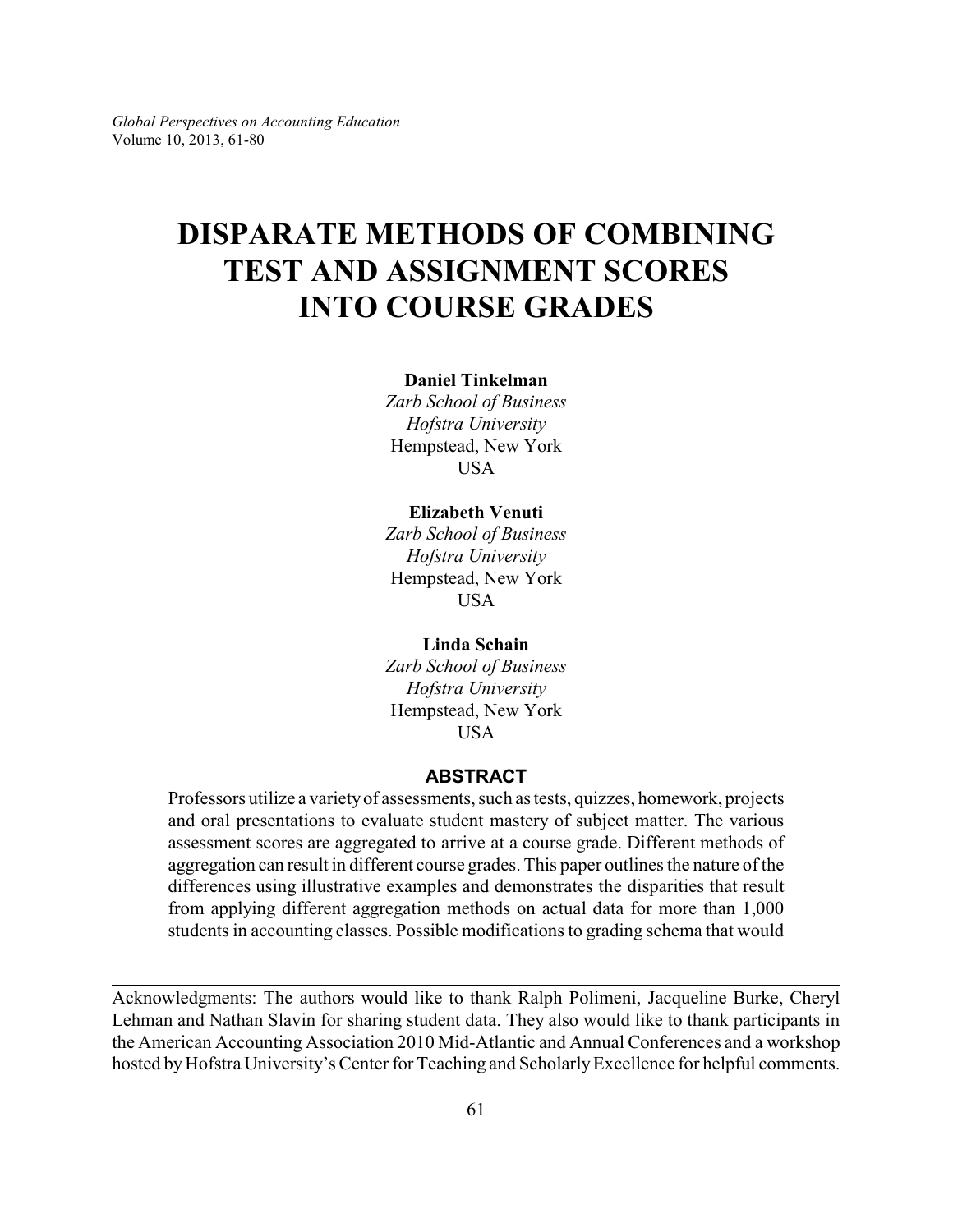# DISPARATE METHODS OF COMBINING TEST AND ASSIGNMENT SCORES INTO COURSE GRADES

**Daniel Tinkelman**
*Zarb School of Business*
*Hofstra University*
Hempstead, New York
USA

**Elizabeth Venuti**
*Zarb School of Business*
*Hofstra University*
Hempstead, New York
USA

**Linda Schain**
*Zarb School of Business*
*Hofstra University*
Hempstead, New York
USA

## ABSTRACT

Professors utilize a variety of assessments, such as tests, quizzes, homework, projects and oral presentations to evaluate student mastery of subject matter. The various assessment scores are aggregated to arrive at a course grade. Different methods of aggregation can result in different course grades. This paper outlines the nature of the differences using illustrative examples and demonstrates the disparities that result from applying different aggregation methods on actual data for more than 1,000 students in accounting classes. Possible modifications to grading schema that would

---

Acknowledgments: The authors would like to thank Ralph Polimeni, Jacqueline Burke, Cheryl Lehman and Nathan Slavin for sharing student data. They also would like to thank participants in the American Accounting Association 2010 Mid-Atlantic and Annual Conferences and a workshop hosted by Hofstra University's Center for Teaching and Scholarly Excellence for helpful comments.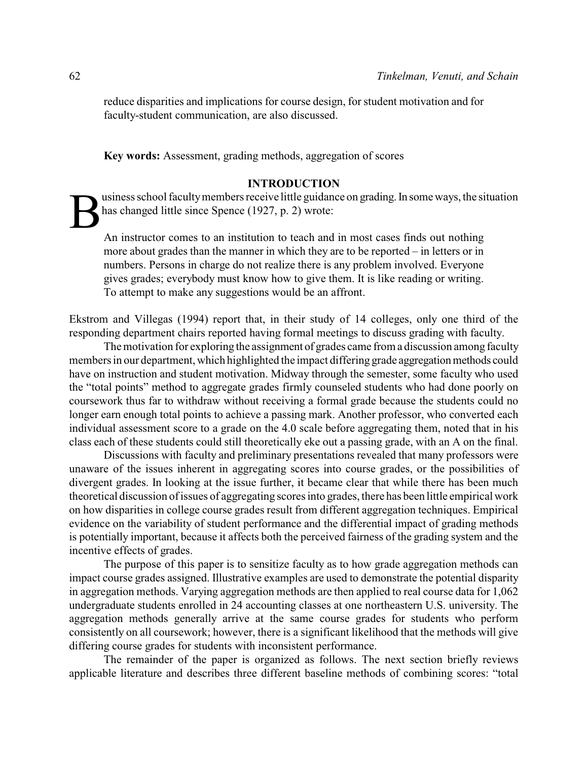reduce disparities and implications for course design, for student motivation and for faculty-student communication, are also discussed.

**Key words:** Assessment, grading methods, aggregation of scores

## INTRODUCTION

Business school faculty members receive little guidance on grading. In some ways, the situation has changed little since Spence (1927, p. 2) wrote:

> An instructor comes to an institution to teach and in most cases finds out nothing more about grades than the manner in which they are to be reported – in letters or in numbers. Persons in charge do not realize there is any problem involved. Everyone gives grades; everybody must know how to give them. It is like reading or writing. To attempt to make any suggestions would be an affront.

Ekstrom and Villegas (1994) report that, in their study of 14 colleges, only one third of the responding department chairs reported having formal meetings to discuss grading with faculty.

The motivation for exploring the assignment of grades came from a discussion among faculty members in our department, which highlighted the impact differing grade aggregation methods could have on instruction and student motivation. Midway through the semester, some faculty who used the "total points" method to aggregate grades firmly counseled students who had done poorly on coursework thus far to withdraw without receiving a formal grade because the students could no longer earn enough total points to achieve a passing mark. Another professor, who converted each individual assessment score to a grade on the 4.0 scale before aggregating them, noted that in his class each of these students could still theoretically eke out a passing grade, with an A on the final.

Discussions with faculty and preliminary presentations revealed that many professors were unaware of the issues inherent in aggregating scores into course grades, or the possibilities of divergent grades. In looking at the issue further, it became clear that while there has been much theoretical discussion of issues of aggregating scores into grades, there has been little empirical work on how disparities in college course grades result from different aggregation techniques. Empirical evidence on the variability of student performance and the differential impact of grading methods is potentially important, because it affects both the perceived fairness of the grading system and the incentive effects of grades.

The purpose of this paper is to sensitize faculty as to how grade aggregation methods can impact course grades assigned. Illustrative examples are used to demonstrate the potential disparity in aggregation methods. Varying aggregation methods are then applied to real course data for 1,062 undergraduate students enrolled in 24 accounting classes at one northeastern U.S. university. The aggregation methods generally arrive at the same course grades for students who perform consistently on all coursework; however, there is a significant likelihood that the methods will give differing course grades for students with inconsistent performance.

The remainder of the paper is organized as follows. The next section briefly reviews applicable literature and describes three different baseline methods of combining scores: "total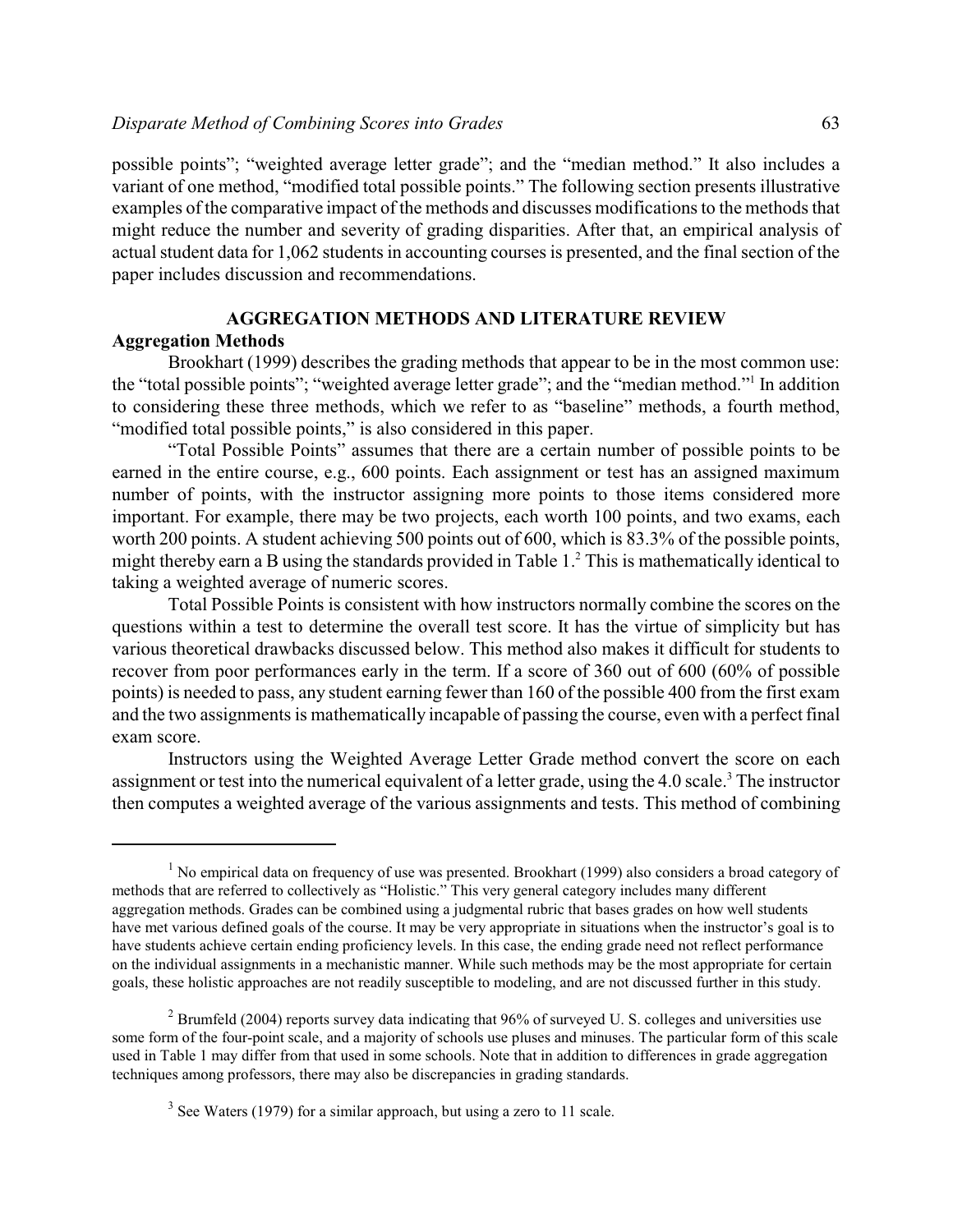possible points"; "weighted average letter grade"; and the "median method." It also includes a variant of one method, "modified total possible points." The following section presents illustrative examples of the comparative impact of the methods and discusses modifications to the methods that might reduce the number and severity of grading disparities. After that, an empirical analysis of actual student data for 1,062 students in accounting courses is presented, and the final section of the paper includes discussion and recommendations.

## AGGREGATION METHODS AND LITERATURE REVIEW

### Aggregation Methods

Brookhart (1999) describes the grading methods that appear to be in the most common use: the "total possible points"; "weighted average letter grade"; and the "median method."[1] In addition to considering these three methods, which we refer to as "baseline" methods, a fourth method, "modified total possible points," is also considered in this paper.

"Total Possible Points" assumes that there are a certain number of possible points to be earned in the entire course, e.g., 600 points. Each assignment or test has an assigned maximum number of points, with the instructor assigning more points to those items considered more important. For example, there may be two projects, each worth 100 points, and two exams, each worth 200 points. A student achieving 500 points out of 600, which is 83.3% of the possible points, might thereby earn a B using the standards provided in Table 1.[2] This is mathematically identical to taking a weighted average of numeric scores.

Total Possible Points is consistent with how instructors normally combine the scores on the questions within a test to determine the overall test score. It has the virtue of simplicity but has various theoretical drawbacks discussed below. This method also makes it difficult for students to recover from poor performances early in the term. If a score of 360 out of 600 (60% of possible points) is needed to pass, any student earning fewer than 160 of the possible 400 from the first exam and the two assignments is mathematically incapable of passing the course, even with a perfect final exam score.

Instructors using the Weighted Average Letter Grade method convert the score on each assignment or test into the numerical equivalent of a letter grade, using the 4.0 scale.[3] The instructor then computes a weighted average of the various assignments and tests. This method of combining

---

[1] No empirical data on frequency of use was presented. Brookhart (1999) also considers a broad category of methods that are referred to collectively as "Holistic." This very general category includes many different aggregation methods. Grades can be combined using a judgmental rubric that bases grades on how well students have met various defined goals of the course. It may be very appropriate in situations when the instructor's goal is to have students achieve certain ending proficiency levels. In this case, the ending grade need not reflect performance on the individual assignments in a mechanistic manner. While such methods may be the most appropriate for certain goals, these holistic approaches are not readily susceptible to modeling, and are not discussed further in this study.

[2] Brumfeld (2004) reports survey data indicating that 96% of surveyed U. S. colleges and universities use some form of the four-point scale, and a majority of schools use pluses and minuses. The particular form of this scale used in Table 1 may differ from that used in some schools. Note that in addition to differences in grade aggregation techniques among professors, there may also be discrepancies in grading standards.

[3] See Waters (1979) for a similar approach, but using a zero to 11 scale.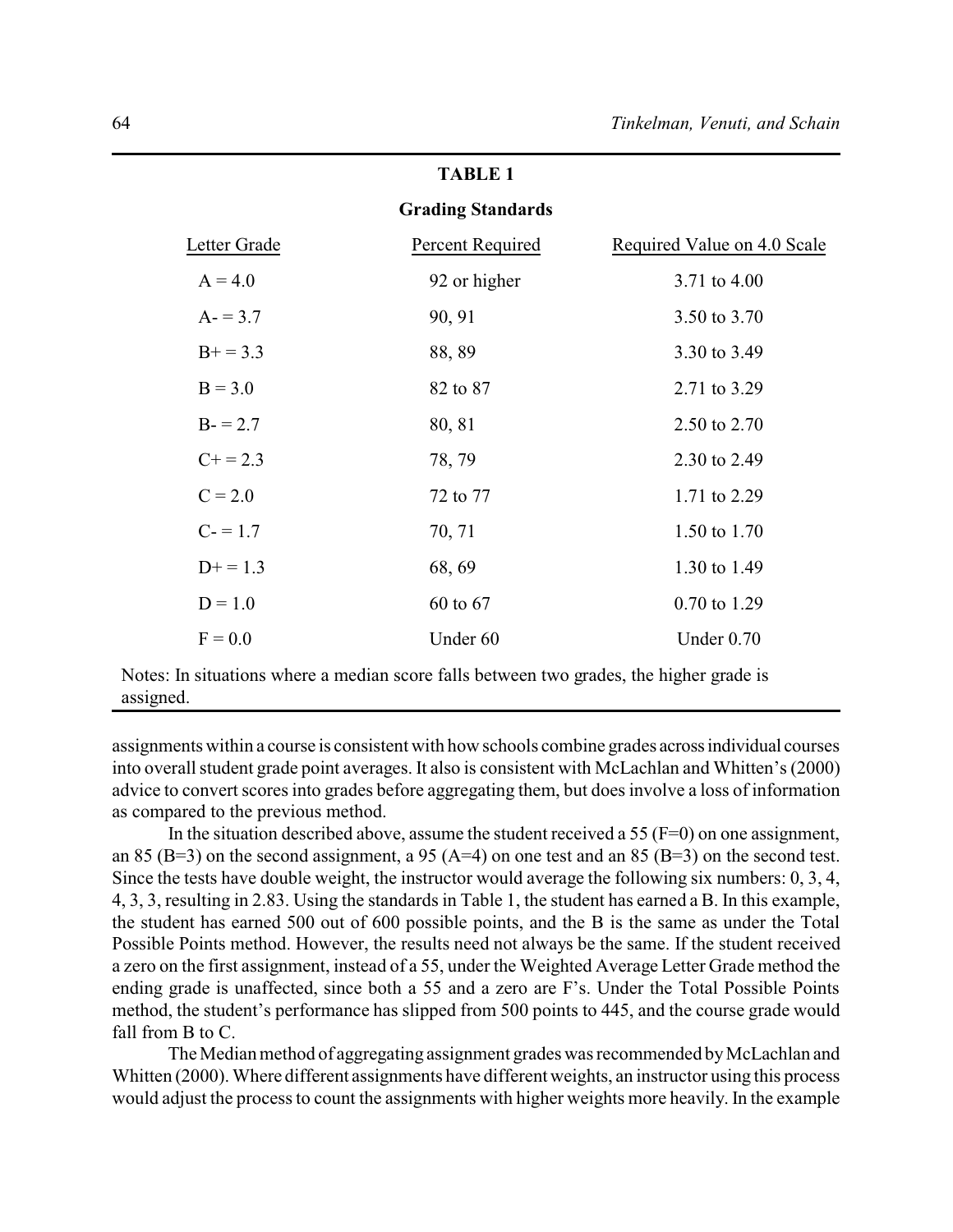**TABLE 1**

**Grading Standards**

| Letter Grade | Percent Required | Required Value on 4.0 Scale |
|---|---|---|
| A = 4.0 | 92 or higher | 3.71 to 4.00 |
| A- = 3.7 | 90, 91 | 3.50 to 3.70 |
| B+ = 3.3 | 88, 89 | 3.30 to 3.49 |
| B = 3.0 | 82 to 87 | 2.71 to 3.29 |
| B- = 2.7 | 80, 81 | 2.50 to 2.70 |
| C+ = 2.3 | 78, 79 | 2.30 to 2.49 |
| C = 2.0 | 72 to 77 | 1.71 to 2.29 |
| C- = 1.7 | 70, 71 | 1.50 to 1.70 |
| D+ = 1.3 | 68, 69 | 1.30 to 1.49 |
| D = 1.0 | 60 to 67 | 0.70 to 1.29 |
| F = 0.0 | Under 60 | Under 0.70 |

Notes: In situations where a median score falls between two grades, the higher grade is assigned.

assignments within a course is consistent with how schools combine grades across individual courses into overall student grade point averages. It also is consistent with McLachlan and Whitten's (2000) advice to convert scores into grades before aggregating them, but does involve a loss of information as compared to the previous method.

In the situation described above, assume the student received a 55 (F=0) on one assignment, an 85 (B=3) on the second assignment, a 95 (A=4) on one test and an 85 (B=3) on the second test. Since the tests have double weight, the instructor would average the following six numbers: 0, 3, 4, 4, 3, 3, resulting in 2.83. Using the standards in Table 1, the student has earned a B. In this example, the student has earned 500 out of 600 possible points, and the B is the same as under the Total Possible Points method. However, the results need not always be the same. If the student received a zero on the first assignment, instead of a 55, under the Weighted Average Letter Grade method the ending grade is unaffected, since both a 55 and a zero are F's. Under the Total Possible Points method, the student's performance has slipped from 500 points to 445, and the course grade would fall from B to C.

The Median method of aggregating assignment grades was recommended by McLachlan and Whitten (2000). Where different assignments have different weights, an instructor using this process would adjust the process to count the assignments with higher weights more heavily. In the example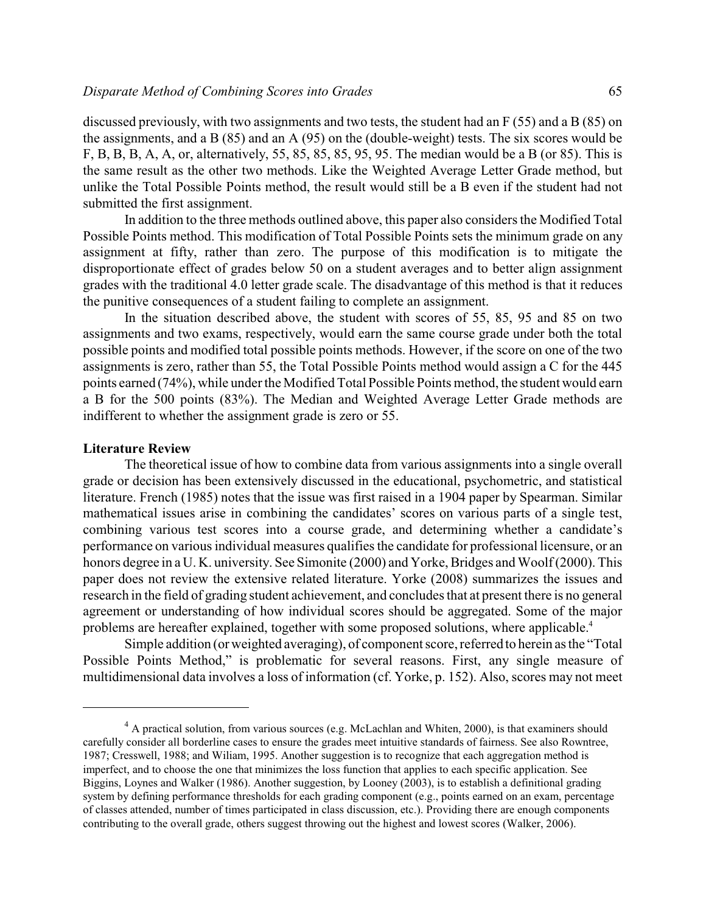discussed previously, with two assignments and two tests, the student had an F (55) and a B (85) on the assignments, and a B (85) and an A (95) on the (double-weight) tests. The six scores would be F, B, B, B, A, A, or, alternatively, 55, 85, 85, 85, 95, 95. The median would be a B (or 85). This is the same result as the other two methods. Like the Weighted Average Letter Grade method, but unlike the Total Possible Points method, the result would still be a B even if the student had not submitted the first assignment.

In addition to the three methods outlined above, this paper also considers the Modified Total Possible Points method. This modification of Total Possible Points sets the minimum grade on any assignment at fifty, rather than zero. The purpose of this modification is to mitigate the disproportionate effect of grades below 50 on a student averages and to better align assignment grades with the traditional 4.0 letter grade scale. The disadvantage of this method is that it reduces the punitive consequences of a student failing to complete an assignment.

In the situation described above, the student with scores of 55, 85, 95 and 85 on two assignments and two exams, respectively, would earn the same course grade under both the total possible points and modified total possible points methods. However, if the score on one of the two assignments is zero, rather than 55, the Total Possible Points method would assign a C for the 445 points earned (74%), while under the Modified Total Possible Points method, the student would earn a B for the 500 points (83%). The Median and Weighted Average Letter Grade methods are indifferent to whether the assignment grade is zero or 55.

## Literature Review

The theoretical issue of how to combine data from various assignments into a single overall grade or decision has been extensively discussed in the educational, psychometric, and statistical literature. French (1985) notes that the issue was first raised in a 1904 paper by Spearman. Similar mathematical issues arise in combining the candidates' scores on various parts of a single test, combining various test scores into a course grade, and determining whether a candidate's performance on various individual measures qualifies the candidate for professional licensure, or an honors degree in a U. K. university. See Simonite (2000) and Yorke, Bridges and Woolf (2000). This paper does not review the extensive related literature. Yorke (2008) summarizes the issues and research in the field of grading student achievement, and concludes that at present there is no general agreement or understanding of how individual scores should be aggregated. Some of the major problems are hereafter explained, together with some proposed solutions, where applicable.[4]

Simple addition (or weighted averaging), of component score, referred to herein as the "Total Possible Points Method," is problematic for several reasons. First, any single measure of multidimensional data involves a loss of information (cf. Yorke, p. 152). Also, scores may not meet

---

[4] A practical solution, from various sources (e.g. McLachlan and Whiten, 2000), is that examiners should carefully consider all borderline cases to ensure the grades meet intuitive standards of fairness. See also Rowntree, 1987; Cresswell, 1988; and Wiliam, 1995. Another suggestion is to recognize that each aggregation method is imperfect, and to choose the one that minimizes the loss function that applies to each specific application. See Biggins, Loynes and Walker (1986). Another suggestion, by Looney (2003), is to establish a definitional grading system by defining performance thresholds for each grading component (e.g., points earned on an exam, percentage of classes attended, number of times participated in class discussion, etc.). Providing there are enough components contributing to the overall grade, others suggest throwing out the highest and lowest scores (Walker, 2006).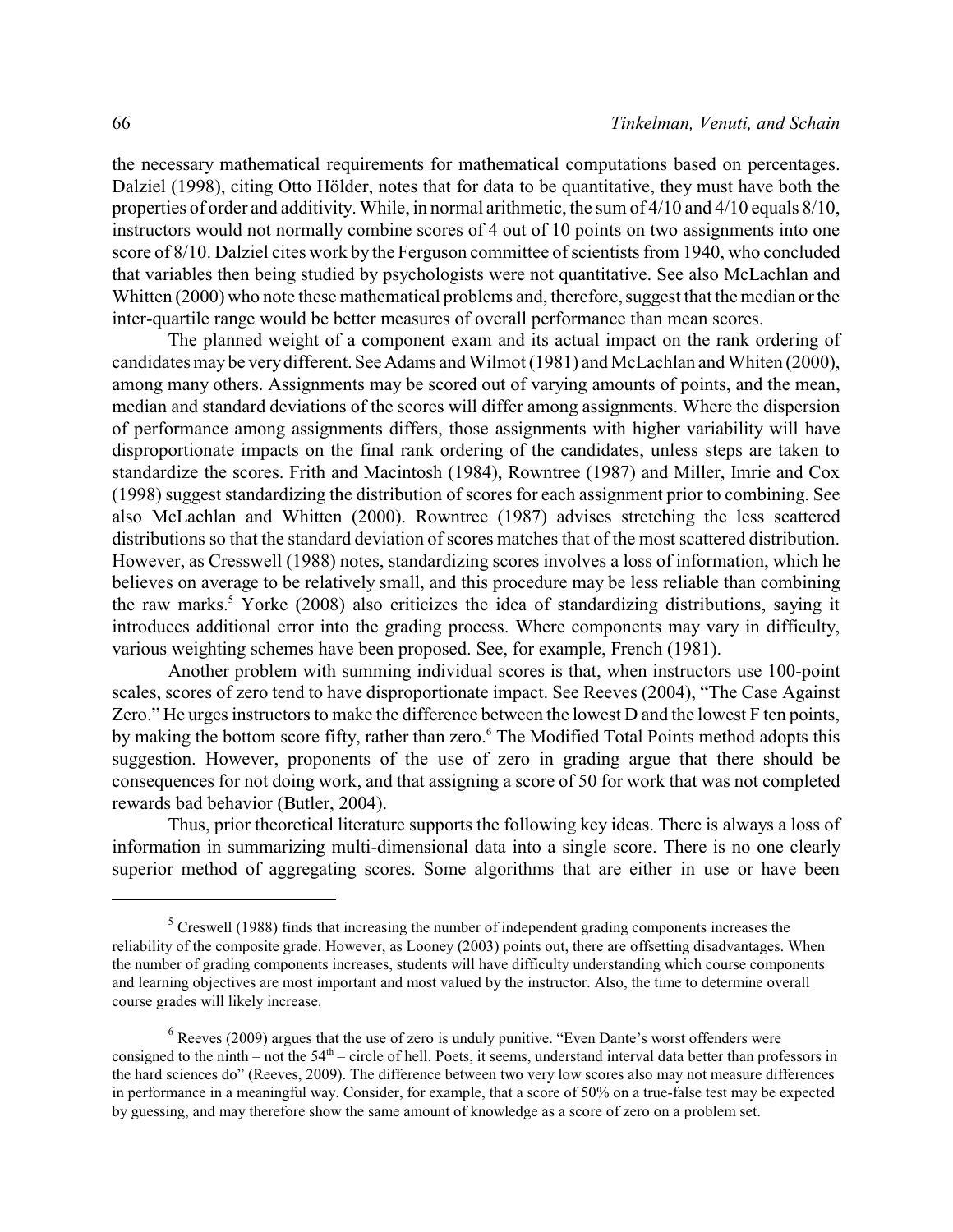the necessary mathematical requirements for mathematical computations based on percentages. Dalziel (1998), citing Otto Hölder, notes that for data to be quantitative, they must have both the properties of order and additivity. While, in normal arithmetic, the sum of 4/10 and 4/10 equals 8/10, instructors would not normally combine scores of 4 out of 10 points on two assignments into one score of 8/10. Dalziel cites work by the Ferguson committee of scientists from 1940, who concluded that variables then being studied by psychologists were not quantitative. See also McLachlan and Whitten (2000) who note these mathematical problems and, therefore, suggest that the median or the inter-quartile range would be better measures of overall performance than mean scores.

The planned weight of a component exam and its actual impact on the rank ordering of candidates may be very different. See Adams and Wilmot (1981) and McLachlan and Whiten (2000), among many others. Assignments may be scored out of varying amounts of points, and the mean, median and standard deviations of the scores will differ among assignments. Where the dispersion of performance among assignments differs, those assignments with higher variability will have disproportionate impacts on the final rank ordering of the candidates, unless steps are taken to standardize the scores. Frith and Macintosh (1984), Rowntree (1987) and Miller, Imrie and Cox (1998) suggest standardizing the distribution of scores for each assignment prior to combining. See also McLachlan and Whitten (2000). Rowntree (1987) advises stretching the less scattered distributions so that the standard deviation of scores matches that of the most scattered distribution. However, as Cresswell (1988) notes, standardizing scores involves a loss of information, which he believes on average to be relatively small, and this procedure may be less reliable than combining the raw marks.[5] Yorke (2008) also criticizes the idea of standardizing distributions, saying it introduces additional error into the grading process. Where components may vary in difficulty, various weighting schemes have been proposed. See, for example, French (1981).

Another problem with summing individual scores is that, when instructors use 100-point scales, scores of zero tend to have disproportionate impact. See Reeves (2004), "The Case Against Zero." He urges instructors to make the difference between the lowest D and the lowest F ten points, by making the bottom score fifty, rather than zero.[6] The Modified Total Points method adopts this suggestion. However, proponents of the use of zero in grading argue that there should be consequences for not doing work, and that assigning a score of 50 for work that was not completed rewards bad behavior (Butler, 2004).

Thus, prior theoretical literature supports the following key ideas. There is always a loss of information in summarizing multi-dimensional data into a single score. There is no one clearly superior method of aggregating scores. Some algorithms that are either in use or have been

---

[5] Creswell (1988) finds that increasing the number of independent grading components increases the reliability of the composite grade. However, as Looney (2003) points out, there are offsetting disadvantages. When the number of grading components increases, students will have difficulty understanding which course components and learning objectives are most important and most valued by the instructor. Also, the time to determine overall course grades will likely increase.

[6] Reeves (2009) argues that the use of zero is unduly punitive. "Even Dante's worst offenders were consigned to the ninth – not the 54th – circle of hell. Poets, it seems, understand interval data better than professors in the hard sciences do" (Reeves, 2009). The difference between two very low scores also may not measure differences in performance in a meaningful way. Consider, for example, that a score of 50% on a true-false test may be expected by guessing, and may therefore show the same amount of knowledge as a score of zero on a problem set.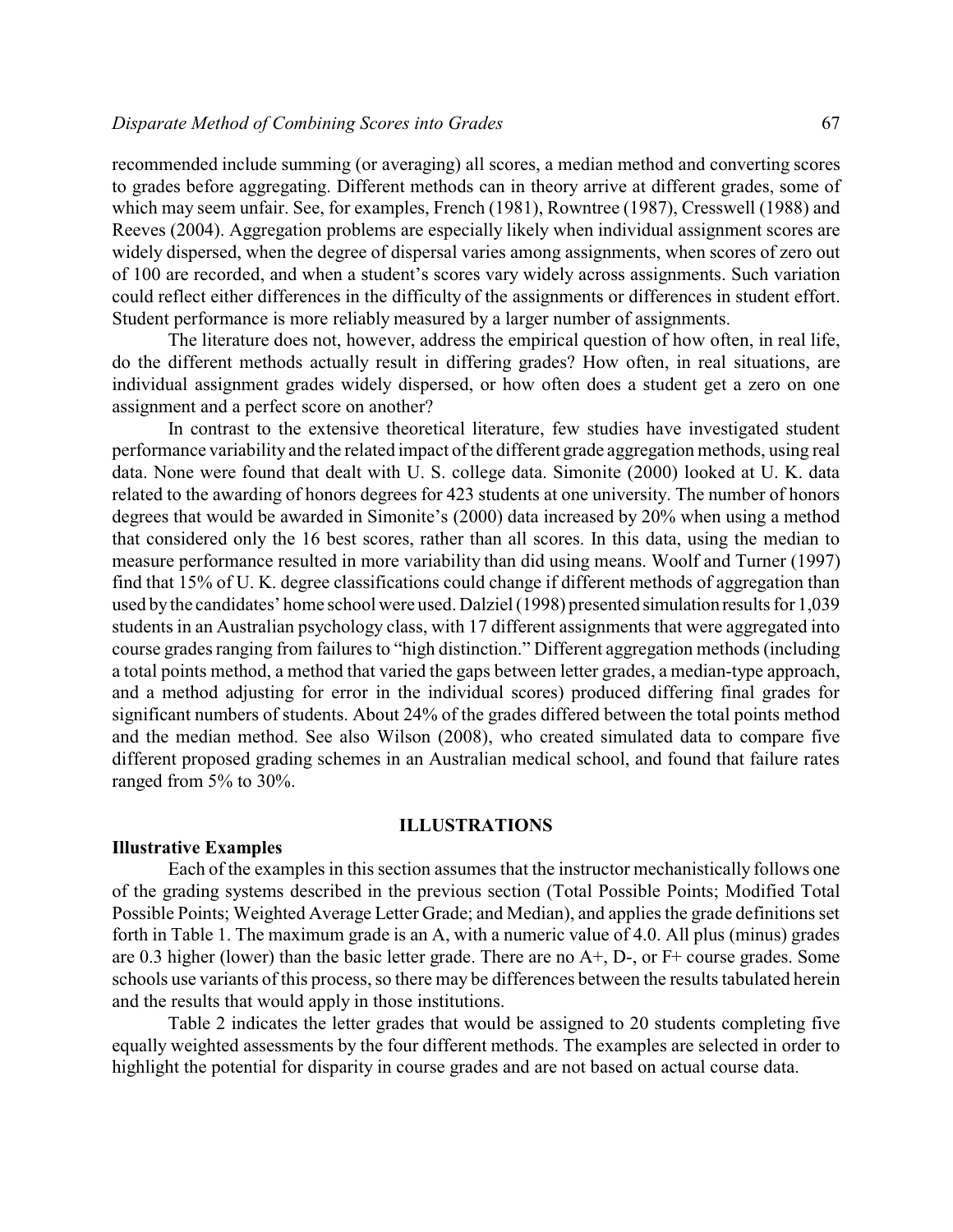recommended include summing (or averaging) all scores, a median method and converting scores to grades before aggregating. Different methods can in theory arrive at different grades, some of which may seem unfair. See, for examples, French (1981), Rowntree (1987), Cresswell (1988) and Reeves (2004). Aggregation problems are especially likely when individual assignment scores are widely dispersed, when the degree of dispersal varies among assignments, when scores of zero out of 100 are recorded, and when a student's scores vary widely across assignments. Such variation could reflect either differences in the difficulty of the assignments or differences in student effort. Student performance is more reliably measured by a larger number of assignments.

The literature does not, however, address the empirical question of how often, in real life, do the different methods actually result in differing grades? How often, in real situations, are individual assignment grades widely dispersed, or how often does a student get a zero on one assignment and a perfect score on another?

In contrast to the extensive theoretical literature, few studies have investigated student performance variability and the related impact of the different grade aggregation methods, using real data. None were found that dealt with U. S. college data. Simonite (2000) looked at U. K. data related to the awarding of honors degrees for 423 students at one university. The number of honors degrees that would be awarded in Simonite's (2000) data increased by 20% when using a method that considered only the 16 best scores, rather than all scores. In this data, using the median to measure performance resulted in more variability than did using means. Woolf and Turner (1997) find that 15% of U. K. degree classifications could change if different methods of aggregation than used by the candidates' home school were used. Dalziel (1998) presented simulation results for 1,039 students in an Australian psychology class, with 17 different assignments that were aggregated into course grades ranging from failures to "high distinction." Different aggregation methods (including a total points method, a method that varied the gaps between letter grades, a median-type approach, and a method adjusting for error in the individual scores) produced differing final grades for significant numbers of students. About 24% of the grades differed between the total points method and the median method. See also Wilson (2008), who created simulated data to compare five different proposed grading schemes in an Australian medical school, and found that failure rates ranged from 5% to 30%.

## ILLUSTRATIONS

### Illustrative Examples

Each of the examples in this section assumes that the instructor mechanistically follows one of the grading systems described in the previous section (Total Possible Points; Modified Total Possible Points; Weighted Average Letter Grade; and Median), and applies the grade definitions set forth in Table 1. The maximum grade is an A, with a numeric value of 4.0. All plus (minus) grades are 0.3 higher (lower) than the basic letter grade. There are no A+, D-, or F+ course grades. Some schools use variants of this process, so there may be differences between the results tabulated herein and the results that would apply in those institutions.

Table 2 indicates the letter grades that would be assigned to 20 students completing five equally weighted assessments by the four different methods. The examples are selected in order to highlight the potential for disparity in course grades and are not based on actual course data.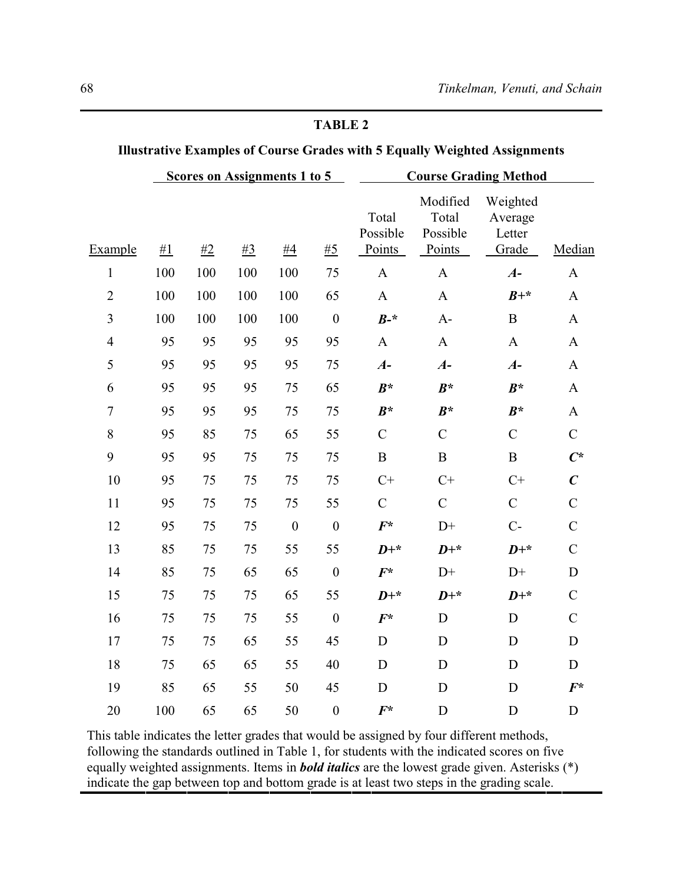**TABLE 2**

**Illustrative Examples of Course Grades with 5 Equally Weighted Assignments**

| | Scores on Assignments 1 to 5 | | | | | Course Grading Method | | | |
|---|---|---|---|---|---|---|---|---|---|
| Example | #1 | #2 | #3 | #4 | #5 | Total Possible Points | Modified Total Possible Points | Weighted Average Letter Grade | Median |
| 1 | 100 | 100 | 100 | 100 | 75 | A | A | ***A-*** | A |
| 2 | 100 | 100 | 100 | 100 | 65 | A | A | ***B+**** | A |
| 3 | 100 | 100 | 100 | 100 | 0 | ***B-**** | A- | B | A |
| 4 | 95 | 95 | 95 | 95 | 95 | A | A | A | A |
| 5 | 95 | 95 | 95 | 95 | 75 | ***A-*** | ***A-*** | ***A-*** | A |
| 6 | 95 | 95 | 95 | 75 | 65 | ***B**** | ***B**** | ***B**** | A |
| 7 | 95 | 95 | 95 | 75 | 75 | ***B**** | ***B**** | ***B**** | A |
| 8 | 95 | 85 | 75 | 65 | 55 | C | C | C | C |
| 9 | 95 | 95 | 75 | 75 | 75 | B | B | B | ***C**** |
| 10 | 95 | 75 | 75 | 75 | 75 | C+ | C+ | C+ | ***C*** |
| 11 | 95 | 75 | 75 | 75 | 55 | C | C | C | C |
| 12 | 95 | 75 | 75 | 0 | 0 | ***F**** | D+ | C- | C |
| 13 | 85 | 75 | 75 | 55 | 55 | ***D+**** | ***D+**** | ***D+**** | C |
| 14 | 85 | 75 | 65 | 65 | 0 | ***F**** | D+ | D+ | D |
| 15 | 75 | 75 | 75 | 65 | 55 | ***D+**** | ***D+**** | ***D+**** | C |
| 16 | 75 | 75 | 75 | 55 | 0 | ***F**** | D | D | C |
| 17 | 75 | 75 | 65 | 55 | 45 | D | D | D | D |
| 18 | 75 | 65 | 65 | 55 | 40 | D | D | D | D |
| 19 | 85 | 65 | 55 | 50 | 45 | D | D | D | ***F**** |
| 20 | 100 | 65 | 65 | 50 | 0 | ***F**** | D | D | D |

This table indicates the letter grades that would be assigned by four different methods, following the standards outlined in Table 1, for students with the indicated scores on five equally weighted assignments. Items in ***bold italics*** are the lowest grade given. Asterisks (*) indicate the gap between top and bottom grade is at least two steps in the grading scale.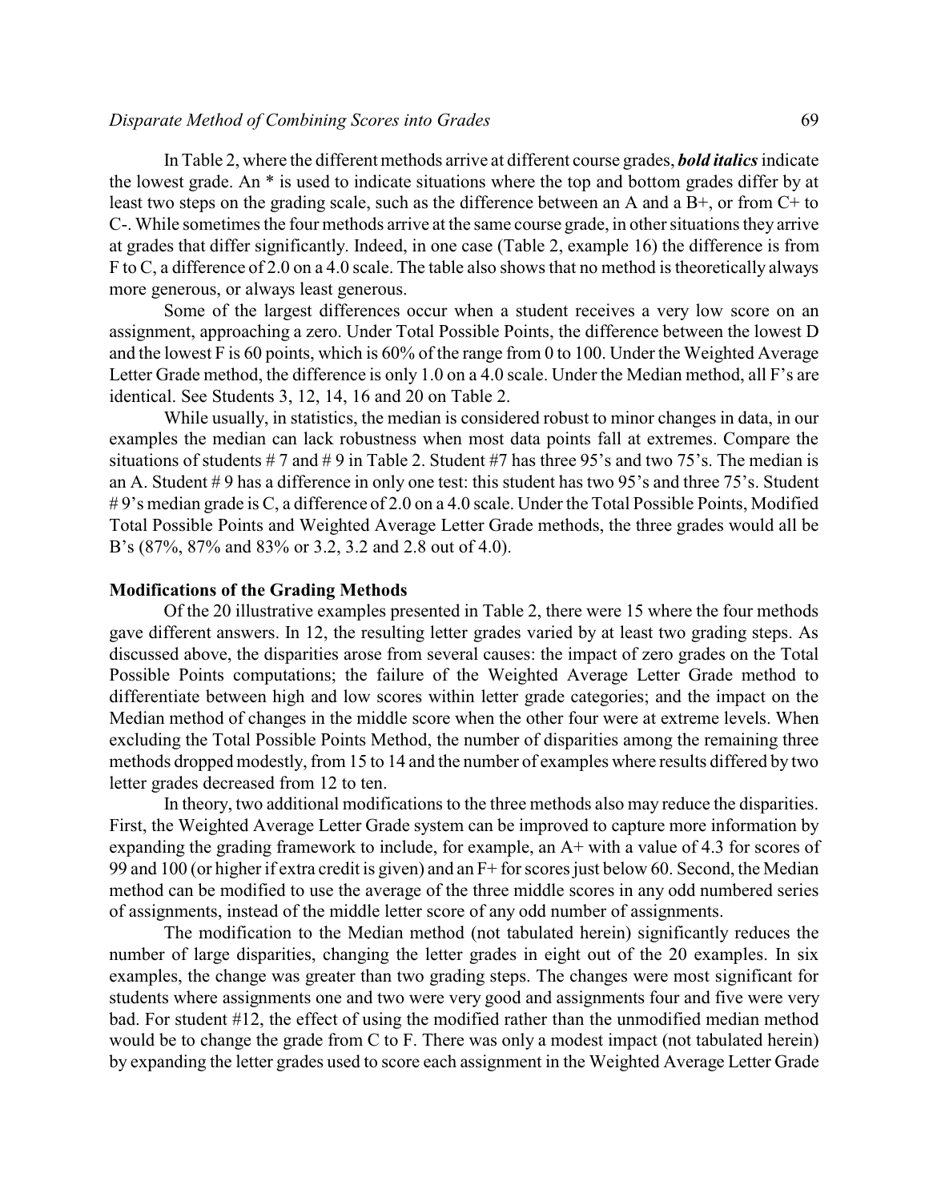In Table 2, where the different methods arrive at different course grades, ***bold italics*** indicate the lowest grade. An * is used to indicate situations where the top and bottom grades differ by at least two steps on the grading scale, such as the difference between an A and a B+, or from C+ to C-. While sometimes the four methods arrive at the same course grade, in other situations they arrive at grades that differ significantly. Indeed, in one case (Table 2, example 16) the difference is from F to C, a difference of 2.0 on a 4.0 scale. The table also shows that no method is theoretically always more generous, or always least generous.

Some of the largest differences occur when a student receives a very low score on an assignment, approaching a zero. Under Total Possible Points, the difference between the lowest D and the lowest F is 60 points, which is 60% of the range from 0 to 100. Under the Weighted Average Letter Grade method, the difference is only 1.0 on a 4.0 scale. Under the Median method, all F's are identical. See Students 3, 12, 14, 16 and 20 on Table 2.

While usually, in statistics, the median is considered robust to minor changes in data, in our examples the median can lack robustness when most data points fall at extremes. Compare the situations of students # 7 and # 9 in Table 2. Student #7 has three 95's and two 75's. The median is an A. Student # 9 has a difference in only one test: this student has two 95's and three 75's. Student # 9's median grade is C, a difference of 2.0 on a 4.0 scale. Under the Total Possible Points, Modified Total Possible Points and Weighted Average Letter Grade methods, the three grades would all be B's (87%, 87% and 83% or 3.2, 3.2 and 2.8 out of 4.0).

**Modifications of the Grading Methods**

Of the 20 illustrative examples presented in Table 2, there were 15 where the four methods gave different answers. In 12, the resulting letter grades varied by at least two grading steps. As discussed above, the disparities arose from several causes: the impact of zero grades on the Total Possible Points computations; the failure of the Weighted Average Letter Grade method to differentiate between high and low scores within letter grade categories; and the impact on the Median method of changes in the middle score when the other four were at extreme levels. When excluding the Total Possible Points Method, the number of disparities among the remaining three methods dropped modestly, from 15 to 14 and the number of examples where results differed by two letter grades decreased from 12 to ten.

In theory, two additional modifications to the three methods also may reduce the disparities. First, the Weighted Average Letter Grade system can be improved to capture more information by expanding the grading framework to include, for example, an A+ with a value of 4.3 for scores of 99 and 100 (or higher if extra credit is given) and an F+ for scores just below 60. Second, the Median method can be modified to use the average of the three middle scores in any odd numbered series of assignments, instead of the middle letter score of any odd number of assignments.

The modification to the Median method (not tabulated herein) significantly reduces the number of large disparities, changing the letter grades in eight out of the 20 examples. In six examples, the change was greater than two grading steps. The changes were most significant for students where assignments one and two were very good and assignments four and five were very bad. For student #12, the effect of using the modified rather than the unmodified median method would be to change the grade from C to F. There was only a modest impact (not tabulated herein) by expanding the letter grades used to score each assignment in the Weighted Average Letter Grade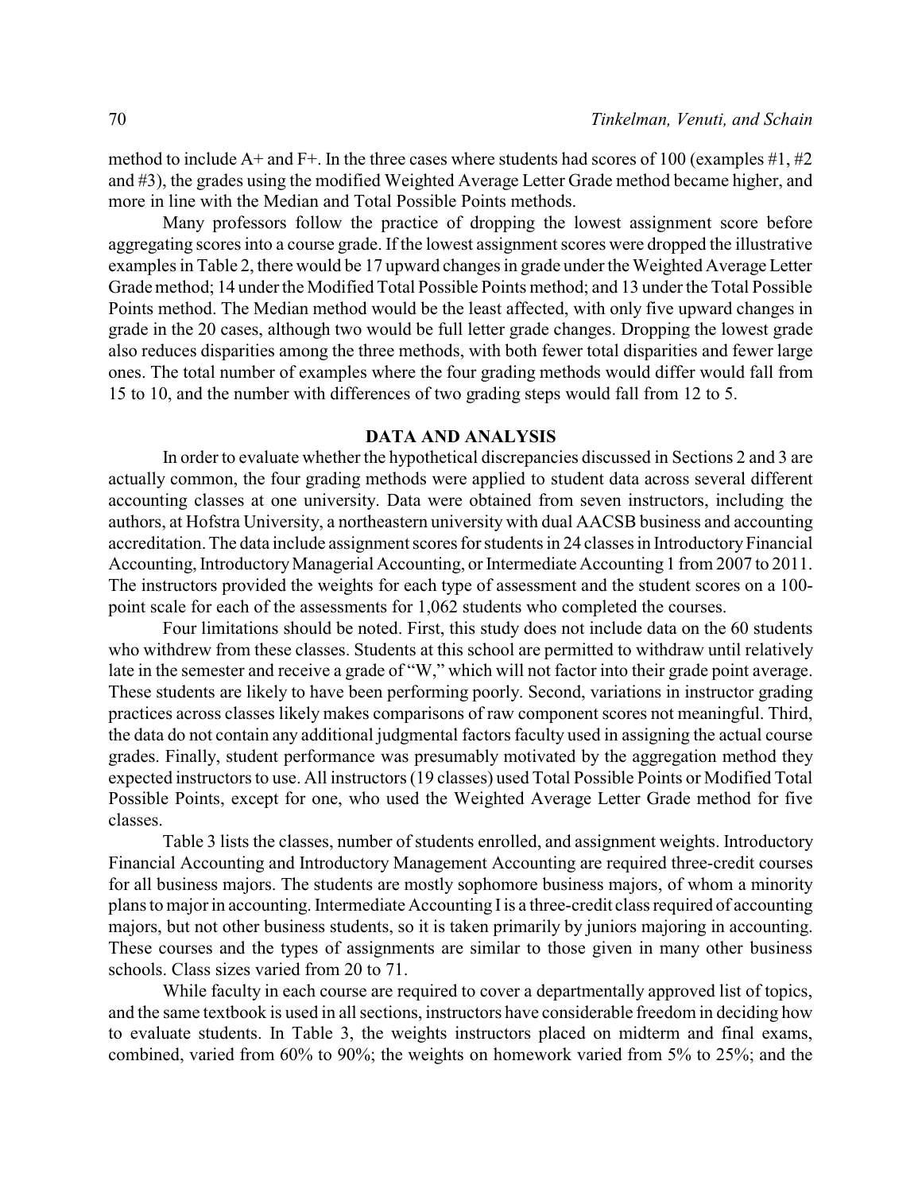method to include A+ and F+. In the three cases where students had scores of 100 (examples #1, #2 and #3), the grades using the modified Weighted Average Letter Grade method became higher, and more in line with the Median and Total Possible Points methods.

Many professors follow the practice of dropping the lowest assignment score before aggregating scores into a course grade. If the lowest assignment scores were dropped the illustrative examples in Table 2, there would be 17 upward changes in grade under the Weighted Average Letter Grade method; 14 under the Modified Total Possible Points method; and 13 under the Total Possible Points method. The Median method would be the least affected, with only five upward changes in grade in the 20 cases, although two would be full letter grade changes. Dropping the lowest grade also reduces disparities among the three methods, with both fewer total disparities and fewer large ones. The total number of examples where the four grading methods would differ would fall from 15 to 10, and the number with differences of two grading steps would fall from 12 to 5.

## DATA AND ANALYSIS

In order to evaluate whether the hypothetical discrepancies discussed in Sections 2 and 3 are actually common, the four grading methods were applied to student data across several different accounting classes at one university. Data were obtained from seven instructors, including the authors, at Hofstra University, a northeastern university with dual AACSB business and accounting accreditation. The data include assignment scores for students in 24 classes in Introductory Financial Accounting, Introductory Managerial Accounting, or Intermediate Accounting 1 from 2007 to 2011. The instructors provided the weights for each type of assessment and the student scores on a 100-point scale for each of the assessments for 1,062 students who completed the courses.

Four limitations should be noted. First, this study does not include data on the 60 students who withdrew from these classes. Students at this school are permitted to withdraw until relatively late in the semester and receive a grade of "W," which will not factor into their grade point average. These students are likely to have been performing poorly. Second, variations in instructor grading practices across classes likely makes comparisons of raw component scores not meaningful. Third, the data do not contain any additional judgmental factors faculty used in assigning the actual course grades. Finally, student performance was presumably motivated by the aggregation method they expected instructors to use. All instructors (19 classes) used Total Possible Points or Modified Total Possible Points, except for one, who used the Weighted Average Letter Grade method for five classes.

Table 3 lists the classes, number of students enrolled, and assignment weights. Introductory Financial Accounting and Introductory Management Accounting are required three-credit courses for all business majors. The students are mostly sophomore business majors, of whom a minority plans to major in accounting. Intermediate Accounting I is a three-credit class required of accounting majors, but not other business students, so it is taken primarily by juniors majoring in accounting. These courses and the types of assignments are similar to those given in many other business schools. Class sizes varied from 20 to 71.

While faculty in each course are required to cover a departmentally approved list of topics, and the same textbook is used in all sections, instructors have considerable freedom in deciding how to evaluate students. In Table 3, the weights instructors placed on midterm and final exams, combined, varied from 60% to 90%; the weights on homework varied from 5% to 25%; and the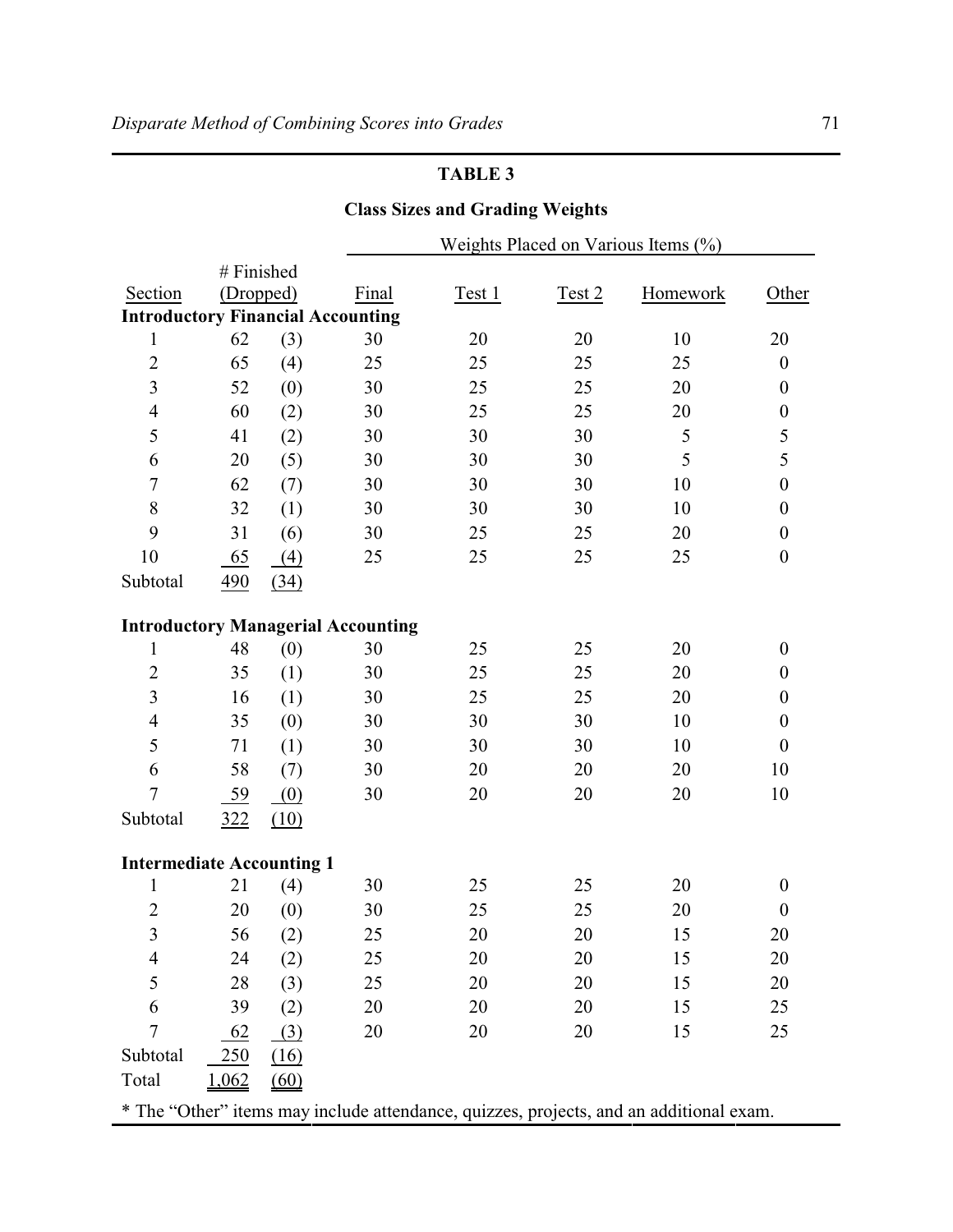**TABLE 3**

**Class Sizes and Grading Weights**

| Section | # Finished | (Dropped) | Final | Test 1 | Test 2 | Homework | Other |
|---|---|---|---|---|---|---|---|
| | | | Weights Placed on Various Items (%) | | | | |
| **Introductory Financial Accounting** | | | | | | | |
| 1 | 62 | (3) | 30 | 20 | 20 | 10 | 20 |
| 2 | 65 | (4) | 25 | 25 | 25 | 25 | 0 |
| 3 | 52 | (0) | 30 | 25 | 25 | 20 | 0 |
| 4 | 60 | (2) | 30 | 25 | 25 | 20 | 0 |
| 5 | 41 | (2) | 30 | 30 | 30 | 5 | 5 |
| 6 | 20 | (5) | 30 | 30 | 30 | 5 | 5 |
| 7 | 62 | (7) | 30 | 30 | 30 | 10 | 0 |
| 8 | 32 | (1) | 30 | 30 | 30 | 10 | 0 |
| 9 | 31 | (6) | 30 | 25 | 25 | 20 | 0 |
| 10 | 65 | (4) | 25 | 25 | 25 | 25 | 0 |
| Subtotal | 490 | (34) | | | | | |
| **Introductory Managerial Accounting** | | | | | | | |
| 1 | 48 | (0) | 30 | 25 | 25 | 20 | 0 |
| 2 | 35 | (1) | 30 | 25 | 25 | 20 | 0 |
| 3 | 16 | (1) | 30 | 25 | 25 | 20 | 0 |
| 4 | 35 | (0) | 30 | 30 | 30 | 10 | 0 |
| 5 | 71 | (1) | 30 | 30 | 30 | 10 | 0 |
| 6 | 58 | (7) | 30 | 20 | 20 | 20 | 10 |
| 7 | 59 | (0) | 30 | 20 | 20 | 20 | 10 |
| Subtotal | 322 | (10) | | | | | |
| **Intermediate Accounting 1** | | | | | | | |
| 1 | 21 | (4) | 30 | 25 | 25 | 20 | 0 |
| 2 | 20 | (0) | 30 | 25 | 25 | 20 | 0 |
| 3 | 56 | (2) | 25 | 20 | 20 | 15 | 20 |
| 4 | 24 | (2) | 25 | 20 | 20 | 15 | 20 |
| 5 | 28 | (3) | 25 | 20 | 20 | 15 | 20 |
| 6 | 39 | (2) | 20 | 20 | 20 | 15 | 25 |
| 7 | 62 | (3) | 20 | 20 | 20 | 15 | 25 |
| Subtotal | 250 | (16) | | | | | |
| Total | 1,062 | (60) | | | | | |

* The "Other" items may include attendance, quizzes, projects, and an additional exam.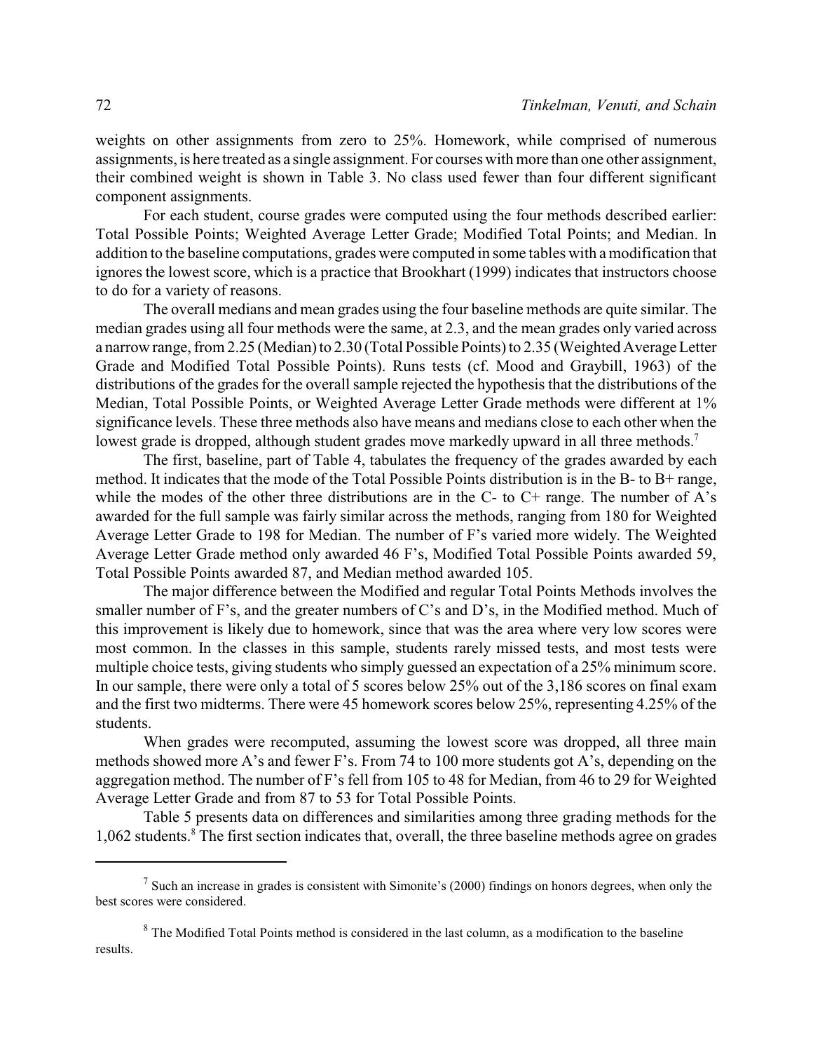weights on other assignments from zero to 25%. Homework, while comprised of numerous assignments, is here treated as a single assignment. For courses with more than one other assignment, their combined weight is shown in Table 3. No class used fewer than four different significant component assignments.

For each student, course grades were computed using the four methods described earlier: Total Possible Points; Weighted Average Letter Grade; Modified Total Points; and Median. In addition to the baseline computations, grades were computed in some tables with a modification that ignores the lowest score, which is a practice that Brookhart (1999) indicates that instructors choose to do for a variety of reasons.

The overall medians and mean grades using the four baseline methods are quite similar. The median grades using all four methods were the same, at 2.3, and the mean grades only varied across a narrow range, from 2.25 (Median) to 2.30 (Total Possible Points) to 2.35 (Weighted Average Letter Grade and Modified Total Possible Points). Runs tests (cf. Mood and Graybill, 1963) of the distributions of the grades for the overall sample rejected the hypothesis that the distributions of the Median, Total Possible Points, or Weighted Average Letter Grade methods were different at 1% significance levels. These three methods also have means and medians close to each other when the lowest grade is dropped, although student grades move markedly upward in all three methods.[7]

The first, baseline, part of Table 4, tabulates the frequency of the grades awarded by each method. It indicates that the mode of the Total Possible Points distribution is in the B- to B+ range, while the modes of the other three distributions are in the C- to C+ range. The number of A's awarded for the full sample was fairly similar across the methods, ranging from 180 for Weighted Average Letter Grade to 198 for Median. The number of F's varied more widely. The Weighted Average Letter Grade method only awarded 46 F's, Modified Total Possible Points awarded 59, Total Possible Points awarded 87, and Median method awarded 105.

The major difference between the Modified and regular Total Points Methods involves the smaller number of F's, and the greater numbers of C's and D's, in the Modified method. Much of this improvement is likely due to homework, since that was the area where very low scores were most common. In the classes in this sample, students rarely missed tests, and most tests were multiple choice tests, giving students who simply guessed an expectation of a 25% minimum score. In our sample, there were only a total of 5 scores below 25% out of the 3,186 scores on final exam and the first two midterms. There were 45 homework scores below 25%, representing 4.25% of the students.

When grades were recomputed, assuming the lowest score was dropped, all three main methods showed more A's and fewer F's. From 74 to 100 more students got A's, depending on the aggregation method. The number of F's fell from 105 to 48 for Median, from 46 to 29 for Weighted Average Letter Grade and from 87 to 53 for Total Possible Points.

Table 5 presents data on differences and similarities among three grading methods for the 1,062 students.[8] The first section indicates that, overall, the three baseline methods agree on grades

---

[7] Such an increase in grades is consistent with Simonite's (2000) findings on honors degrees, when only the best scores were considered.

[8] The Modified Total Points method is considered in the last column, as a modification to the baseline results.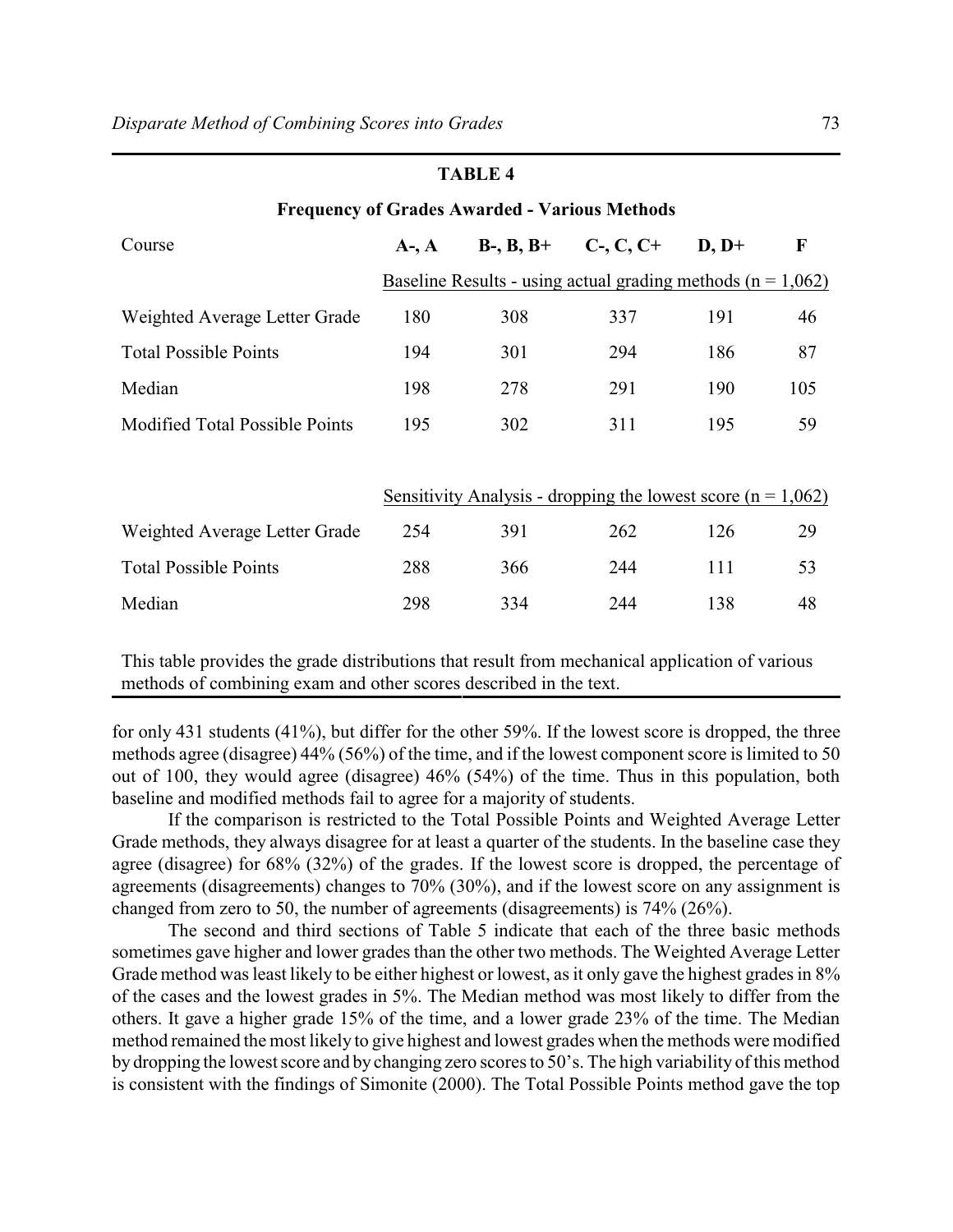**TABLE 4**

**Frequency of Grades Awarded - Various Methods**

| Course | A-, A | B-, B, B+ | C-, C, C+ | D, D+ | F |
|---|---|---|---|---|---|
| | Baseline Results - using actual grading methods (n = 1,062) | | | | |
| Weighted Average Letter Grade | 180 | 308 | 337 | 191 | 46 |
| Total Possible Points | 194 | 301 | 294 | 186 | 87 |
| Median | 198 | 278 | 291 | 190 | 105 |
| Modified Total Possible Points | 195 | 302 | 311 | 195 | 59 |
| | Sensitivity Analysis - dropping the lowest score (n = 1,062) | | | | |
| Weighted Average Letter Grade | 254 | 391 | 262 | 126 | 29 |
| Total Possible Points | 288 | 366 | 244 | 111 | 53 |
| Median | 298 | 334 | 244 | 138 | 48 |

This table provides the grade distributions that result from mechanical application of various methods of combining exam and other scores described in the text.

for only 431 students (41%), but differ for the other 59%. If the lowest score is dropped, the three methods agree (disagree) 44% (56%) of the time, and if the lowest component score is limited to 50 out of 100, they would agree (disagree) 46% (54%) of the time. Thus in this population, both baseline and modified methods fail to agree for a majority of students.

If the comparison is restricted to the Total Possible Points and Weighted Average Letter Grade methods, they always disagree for at least a quarter of the students. In the baseline case they agree (disagree) for 68% (32%) of the grades. If the lowest score is dropped, the percentage of agreements (disagreements) changes to 70% (30%), and if the lowest score on any assignment is changed from zero to 50, the number of agreements (disagreements) is 74% (26%).

The second and third sections of Table 5 indicate that each of the three basic methods sometimes gave higher and lower grades than the other two methods. The Weighted Average Letter Grade method was least likely to be either highest or lowest, as it only gave the highest grades in 8% of the cases and the lowest grades in 5%. The Median method was most likely to differ from the others. It gave a higher grade 15% of the time, and a lower grade 23% of the time. The Median method remained the most likely to give highest and lowest grades when the methods were modified by dropping the lowest score and by changing zero scores to 50's. The high variability of this method is consistent with the findings of Simonite (2000). The Total Possible Points method gave the top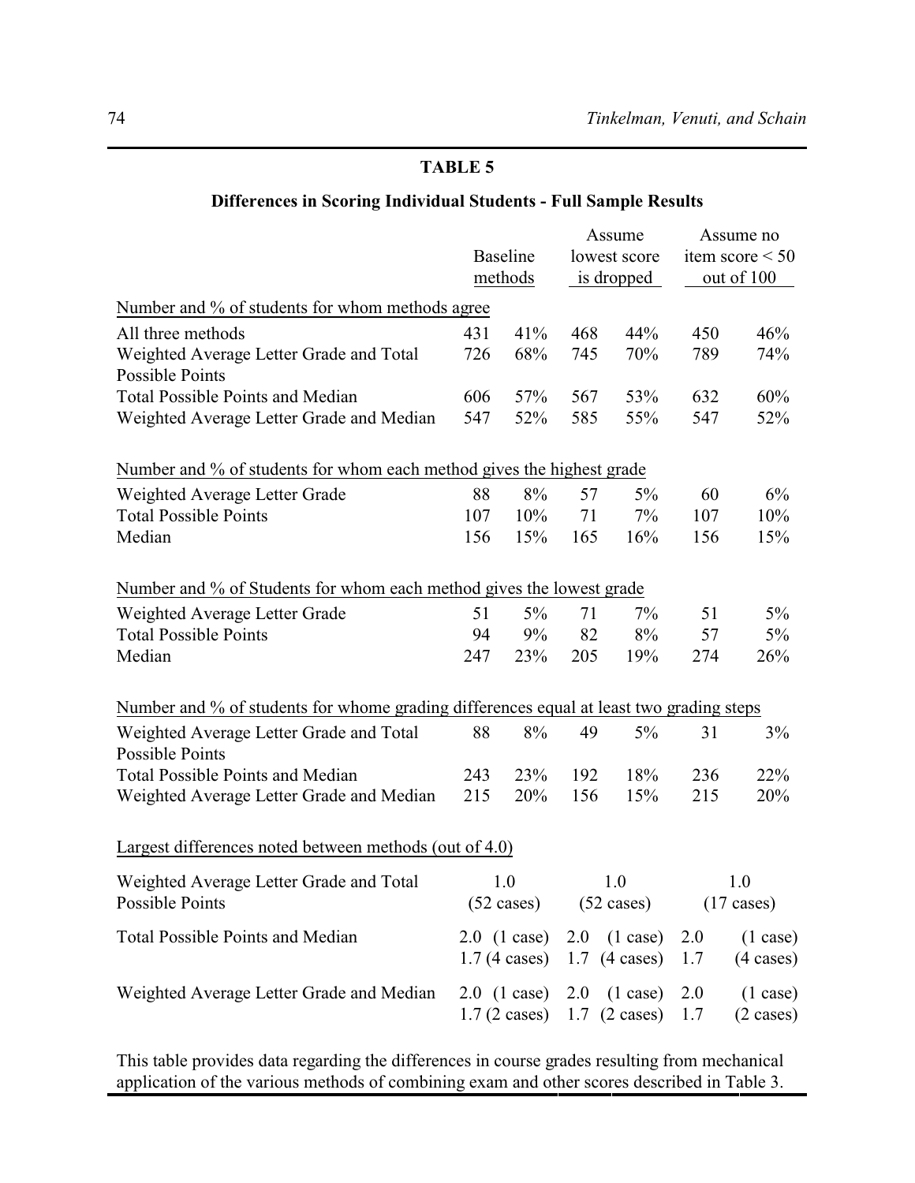**TABLE 5**

**Differences in Scoring Individual Students - Full Sample Results**

| | Baseline methods | | Assume lowest score is dropped | | Assume no item score < 50 out of 100 | |
|---|---|---|---|---|---|---|
| Number and % of students for whom methods agree | | | | | | |
| All three methods | 431 | 41% | 468 | 44% | 450 | 46% |
| Weighted Average Letter Grade and Total Possible Points | 726 | 68% | 745 | 70% | 789 | 74% |
| Total Possible Points and Median | 606 | 57% | 567 | 53% | 632 | 60% |
| Weighted Average Letter Grade and Median | 547 | 52% | 585 | 55% | 547 | 52% |
| Number and % of students for whom each method gives the highest grade | | | | | | |
| Weighted Average Letter Grade | 88 | 8% | 57 | 5% | 60 | 6% |
| Total Possible Points | 107 | 10% | 71 | 7% | 107 | 10% |
| Median | 156 | 15% | 165 | 16% | 156 | 15% |
| Number and % of Students for whom each method gives the lowest grade | | | | | | |
| Weighted Average Letter Grade | 51 | 5% | 71 | 7% | 51 | 5% |
| Total Possible Points | 94 | 9% | 82 | 8% | 57 | 5% |
| Median | 247 | 23% | 205 | 19% | 274 | 26% |
| Number and % of students for whome grading differences equal at least two grading steps | | | | | | |
| Weighted Average Letter Grade and Total Possible Points | 88 | 8% | 49 | 5% | 31 | 3% |
| Total Possible Points and Median | 243 | 23% | 192 | 18% | 236 | 22% |
| Weighted Average Letter Grade and Median | 215 | 20% | 156 | 15% | 215 | 20% |
| Largest differences noted between methods (out of 4.0) | | | | | | |
| Weighted Average Letter Grade and Total Possible Points | 1.0 (52 cases) | | 1.0 (52 cases) | | 1.0 (17 cases) | |
| Total Possible Points and Median | 2.0 (1 case) | | 2.0 (1 case) | | 2.0 (1 case) | |
| | 1.7 (4 cases) | | 1.7 (4 cases) | | 1.7 (4 cases) | |
| Weighted Average Letter Grade and Median | 2.0 (1 case) | | 2.0 (1 case) | | 2.0 (1 case) | |
| | 1.7 (2 cases) | | 1.7 (2 cases) | | 1.7 (2 cases) | |

This table provides data regarding the differences in course grades resulting from mechanical application of the various methods of combining exam and other scores described in Table 3.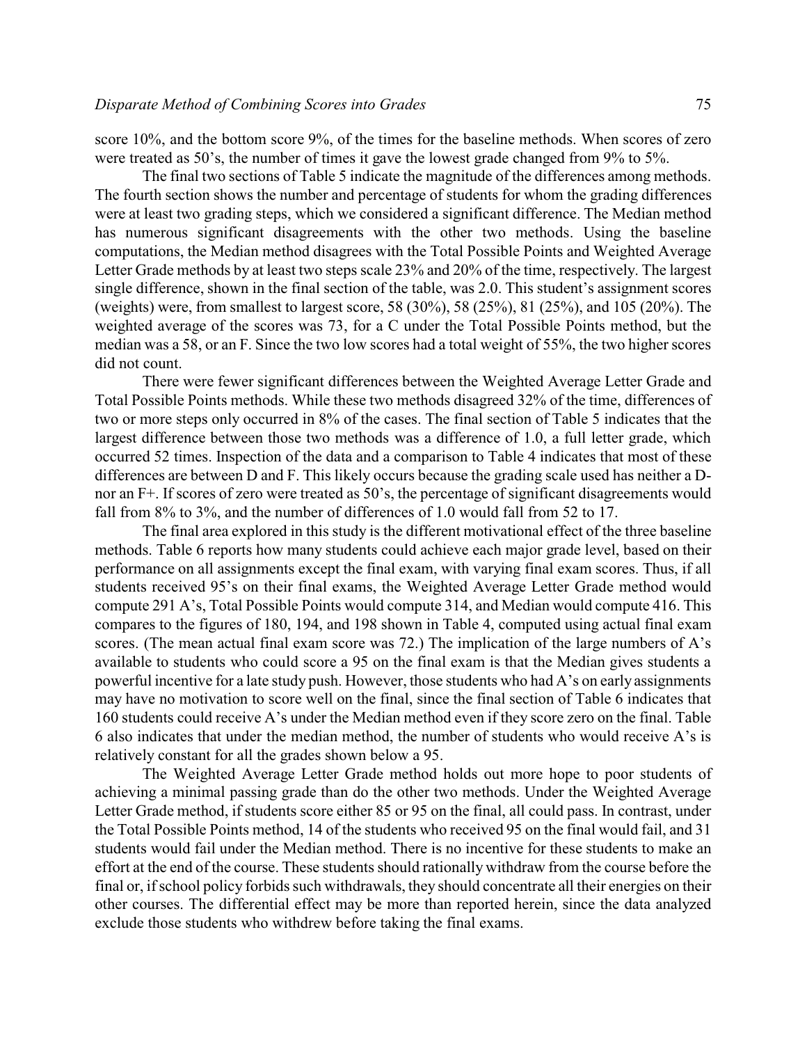score 10%, and the bottom score 9%, of the times for the baseline methods. When scores of zero were treated as 50's, the number of times it gave the lowest grade changed from 9% to 5%.

The final two sections of Table 5 indicate the magnitude of the differences among methods. The fourth section shows the number and percentage of students for whom the grading differences were at least two grading steps, which we considered a significant difference. The Median method has numerous significant disagreements with the other two methods. Using the baseline computations, the Median method disagrees with the Total Possible Points and Weighted Average Letter Grade methods by at least two steps scale 23% and 20% of the time, respectively. The largest single difference, shown in the final section of the table, was 2.0. This student's assignment scores (weights) were, from smallest to largest score, 58 (30%), 58 (25%), 81 (25%), and 105 (20%). The weighted average of the scores was 73, for a C under the Total Possible Points method, but the median was a 58, or an F. Since the two low scores had a total weight of 55%, the two higher scores did not count.

There were fewer significant differences between the Weighted Average Letter Grade and Total Possible Points methods. While these two methods disagreed 32% of the time, differences of two or more steps only occurred in 8% of the cases. The final section of Table 5 indicates that the largest difference between those two methods was a difference of 1.0, a full letter grade, which occurred 52 times. Inspection of the data and a comparison to Table 4 indicates that most of these differences are between D and F. This likely occurs because the grading scale used has neither a D- nor an F+. If scores of zero were treated as 50's, the percentage of significant disagreements would fall from 8% to 3%, and the number of differences of 1.0 would fall from 52 to 17.

The final area explored in this study is the different motivational effect of the three baseline methods. Table 6 reports how many students could achieve each major grade level, based on their performance on all assignments except the final exam, with varying final exam scores. Thus, if all students received 95's on their final exams, the Weighted Average Letter Grade method would compute 291 A's, Total Possible Points would compute 314, and Median would compute 416. This compares to the figures of 180, 194, and 198 shown in Table 4, computed using actual final exam scores. (The mean actual final exam score was 72.) The implication of the large numbers of A's available to students who could score a 95 on the final exam is that the Median gives students a powerful incentive for a late study push. However, those students who had A's on early assignments may have no motivation to score well on the final, since the final section of Table 6 indicates that 160 students could receive A's under the Median method even if they score zero on the final. Table 6 also indicates that under the median method, the number of students who would receive A's is relatively constant for all the grades shown below a 95.

The Weighted Average Letter Grade method holds out more hope to poor students of achieving a minimal passing grade than do the other two methods. Under the Weighted Average Letter Grade method, if students score either 85 or 95 on the final, all could pass. In contrast, under the Total Possible Points method, 14 of the students who received 95 on the final would fail, and 31 students would fail under the Median method. There is no incentive for these students to make an effort at the end of the course. These students should rationally withdraw from the course before the final or, if school policy forbids such withdrawals, they should concentrate all their energies on their other courses. The differential effect may be more than reported herein, since the data analyzed exclude those students who withdrew before taking the final exams.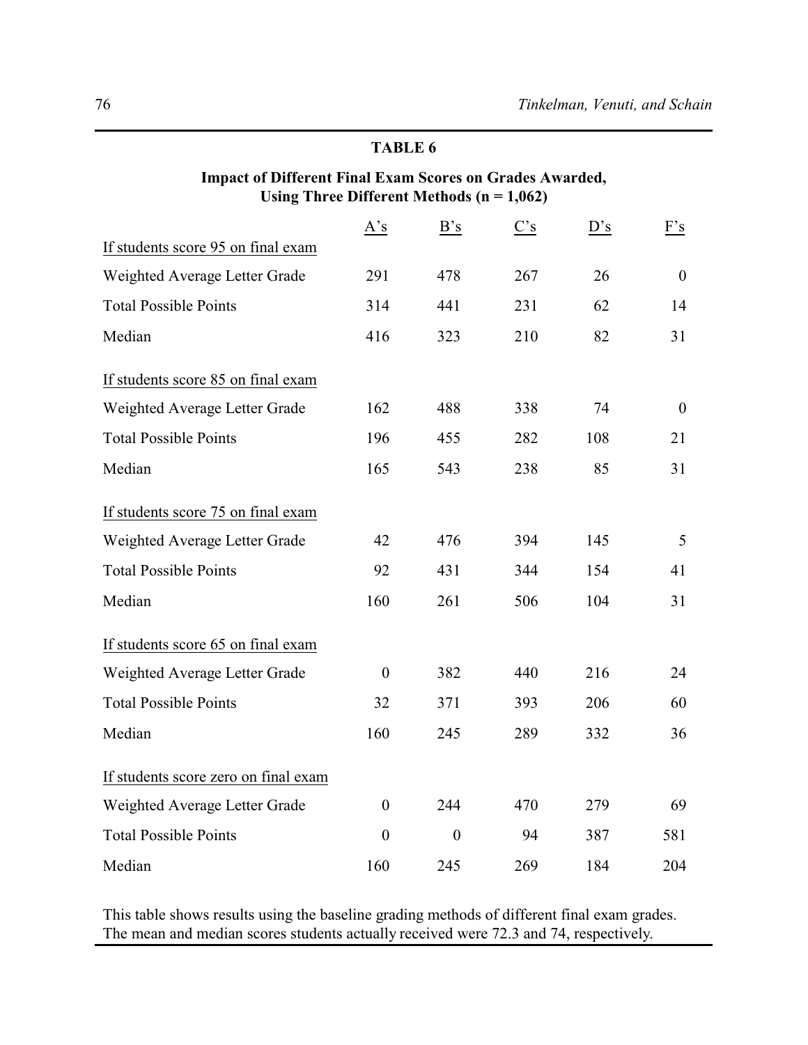**TABLE 6**

**Impact of Different Final Exam Scores on Grades Awarded, Using Three Different Methods (n = 1,062)**

| | A's | B's | C's | D's | F's |
|---|---|---|---|---|---|
| If students score 95 on final exam | | | | | |
| Weighted Average Letter Grade | 291 | 478 | 267 | 26 | 0 |
| Total Possible Points | 314 | 441 | 231 | 62 | 14 |
| Median | 416 | 323 | 210 | 82 | 31 |
| If students score 85 on final exam | | | | | |
| Weighted Average Letter Grade | 162 | 488 | 338 | 74 | 0 |
| Total Possible Points | 196 | 455 | 282 | 108 | 21 |
| Median | 165 | 543 | 238 | 85 | 31 |
| If students score 75 on final exam | | | | | |
| Weighted Average Letter Grade | 42 | 476 | 394 | 145 | 5 |
| Total Possible Points | 92 | 431 | 344 | 154 | 41 |
| Median | 160 | 261 | 506 | 104 | 31 |
| If students score 65 on final exam | | | | | |
| Weighted Average Letter Grade | 0 | 382 | 440 | 216 | 24 |
| Total Possible Points | 32 | 371 | 393 | 206 | 60 |
| Median | 160 | 245 | 289 | 332 | 36 |
| If students score zero on final exam | | | | | |
| Weighted Average Letter Grade | 0 | 244 | 470 | 279 | 69 |
| Total Possible Points | 0 | 0 | 94 | 387 | 581 |
| Median | 160 | 245 | 269 | 184 | 204 |

This table shows results using the baseline grading methods of different final exam grades. The mean and median scores students actually received were 72.3 and 74, respectively.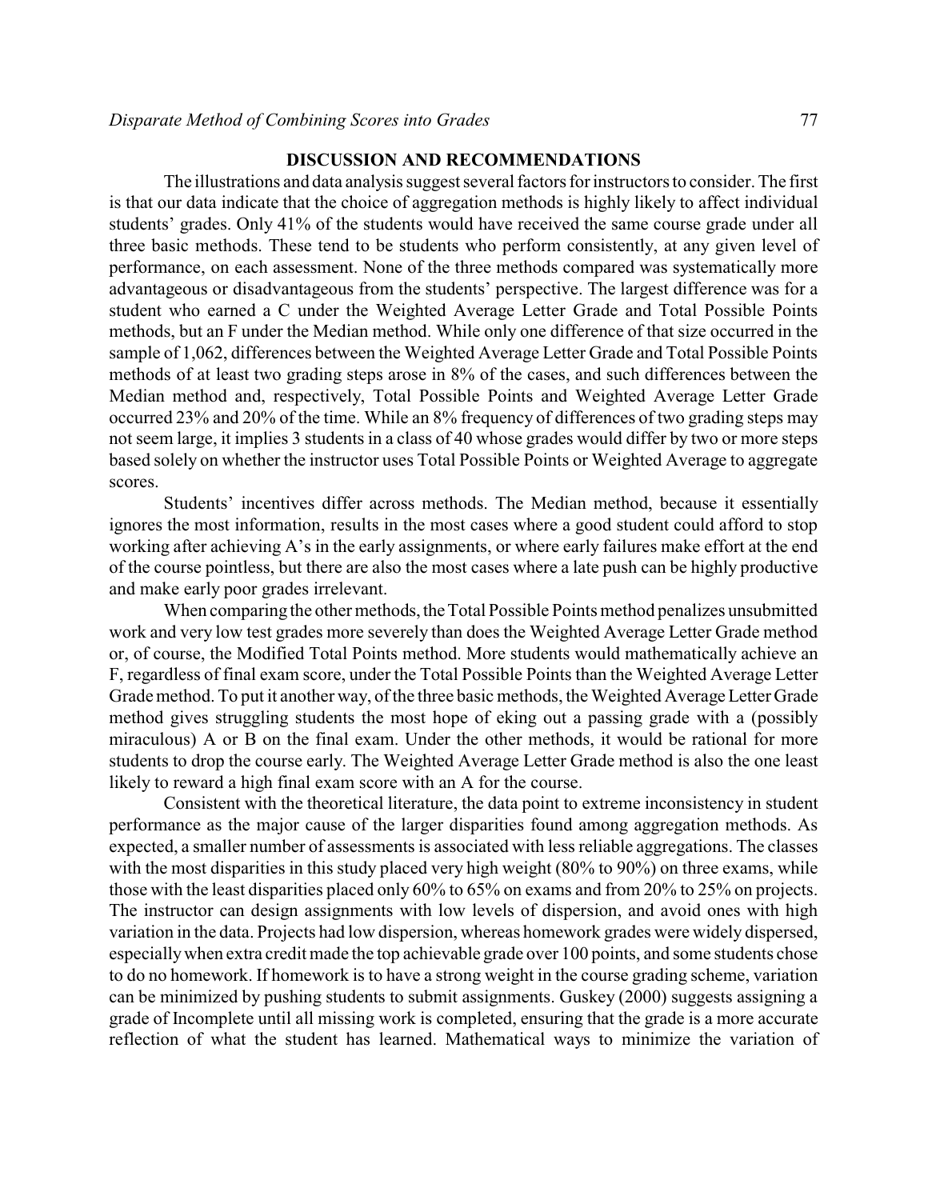## DISCUSSION AND RECOMMENDATIONS

The illustrations and data analysis suggest several factors for instructors to consider. The first is that our data indicate that the choice of aggregation methods is highly likely to affect individual students' grades. Only 41% of the students would have received the same course grade under all three basic methods. These tend to be students who perform consistently, at any given level of performance, on each assessment. None of the three methods compared was systematically more advantageous or disadvantageous from the students' perspective. The largest difference was for a student who earned a C under the Weighted Average Letter Grade and Total Possible Points methods, but an F under the Median method. While only one difference of that size occurred in the sample of 1,062, differences between the Weighted Average Letter Grade and Total Possible Points methods of at least two grading steps arose in 8% of the cases, and such differences between the Median method and, respectively, Total Possible Points and Weighted Average Letter Grade occurred 23% and 20% of the time. While an 8% frequency of differences of two grading steps may not seem large, it implies 3 students in a class of 40 whose grades would differ by two or more steps based solely on whether the instructor uses Total Possible Points or Weighted Average to aggregate scores.

Students' incentives differ across methods. The Median method, because it essentially ignores the most information, results in the most cases where a good student could afford to stop working after achieving A's in the early assignments, or where early failures make effort at the end of the course pointless, but there are also the most cases where a late push can be highly productive and make early poor grades irrelevant.

When comparing the other methods, the Total Possible Points method penalizes unsubmitted work and very low test grades more severely than does the Weighted Average Letter Grade method or, of course, the Modified Total Points method. More students would mathematically achieve an F, regardless of final exam score, under the Total Possible Points than the Weighted Average Letter Grade method. To put it another way, of the three basic methods, the Weighted Average Letter Grade method gives struggling students the most hope of eking out a passing grade with a (possibly miraculous) A or B on the final exam. Under the other methods, it would be rational for more students to drop the course early. The Weighted Average Letter Grade method is also the one least likely to reward a high final exam score with an A for the course.

Consistent with the theoretical literature, the data point to extreme inconsistency in student performance as the major cause of the larger disparities found among aggregation methods. As expected, a smaller number of assessments is associated with less reliable aggregations. The classes with the most disparities in this study placed very high weight (80% to 90%) on three exams, while those with the least disparities placed only 60% to 65% on exams and from 20% to 25% on projects. The instructor can design assignments with low levels of dispersion, and avoid ones with high variation in the data. Projects had low dispersion, whereas homework grades were widely dispersed, especially when extra credit made the top achievable grade over 100 points, and some students chose to do no homework. If homework is to have a strong weight in the course grading scheme, variation can be minimized by pushing students to submit assignments. Guskey (2000) suggests assigning a grade of Incomplete until all missing work is completed, ensuring that the grade is a more accurate reflection of what the student has learned. Mathematical ways to minimize the variation of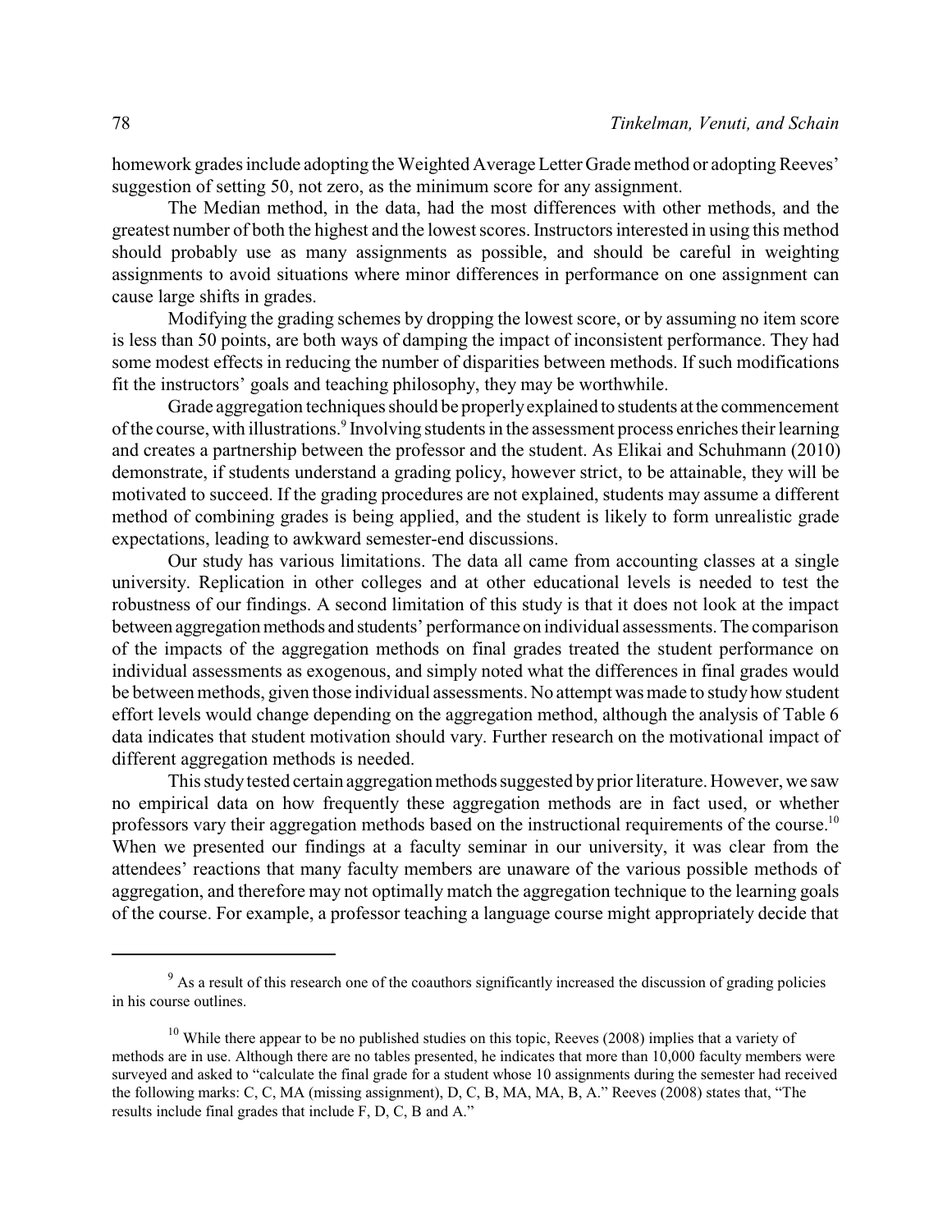homework grades include adopting the Weighted Average Letter Grade method or adopting Reeves' suggestion of setting 50, not zero, as the minimum score for any assignment.

The Median method, in the data, had the most differences with other methods, and the greatest number of both the highest and the lowest scores. Instructors interested in using this method should probably use as many assignments as possible, and should be careful in weighting assignments to avoid situations where minor differences in performance on one assignment can cause large shifts in grades.

Modifying the grading schemes by dropping the lowest score, or by assuming no item score is less than 50 points, are both ways of damping the impact of inconsistent performance. They had some modest effects in reducing the number of disparities between methods. If such modifications fit the instructors' goals and teaching philosophy, they may be worthwhile.

Grade aggregation techniques should be properly explained to students at the commencement of the course, with illustrations.[9] Involving students in the assessment process enriches their learning and creates a partnership between the professor and the student. As Elikai and Schuhmann (2010) demonstrate, if students understand a grading policy, however strict, to be attainable, they will be motivated to succeed. If the grading procedures are not explained, students may assume a different method of combining grades is being applied, and the student is likely to form unrealistic grade expectations, leading to awkward semester-end discussions.

Our study has various limitations. The data all came from accounting classes at a single university. Replication in other colleges and at other educational levels is needed to test the robustness of our findings. A second limitation of this study is that it does not look at the impact between aggregation methods and students' performance on individual assessments. The comparison of the impacts of the aggregation methods on final grades treated the student performance on individual assessments as exogenous, and simply noted what the differences in final grades would be between methods, given those individual assessments. No attempt was made to study how student effort levels would change depending on the aggregation method, although the analysis of Table 6 data indicates that student motivation should vary. Further research on the motivational impact of different aggregation methods is needed.

This study tested certain aggregation methods suggested by prior literature. However, we saw no empirical data on how frequently these aggregation methods are in fact used, or whether professors vary their aggregation methods based on the instructional requirements of the course.[10] When we presented our findings at a faculty seminar in our university, it was clear from the attendees' reactions that many faculty members are unaware of the various possible methods of aggregation, and therefore may not optimally match the aggregation technique to the learning goals of the course. For example, a professor teaching a language course might appropriately decide that

---

[9] As a result of this research one of the coauthors significantly increased the discussion of grading policies in his course outlines.

[10] While there appear to be no published studies on this topic, Reeves (2008) implies that a variety of methods are in use. Although there are no tables presented, he indicates that more than 10,000 faculty members were surveyed and asked to "calculate the final grade for a student whose 10 assignments during the semester had received the following marks: C, C, MA (missing assignment), D, C, B, MA, MA, B, A." Reeves (2008) states that, "The results include final grades that include F, D, C, B and A."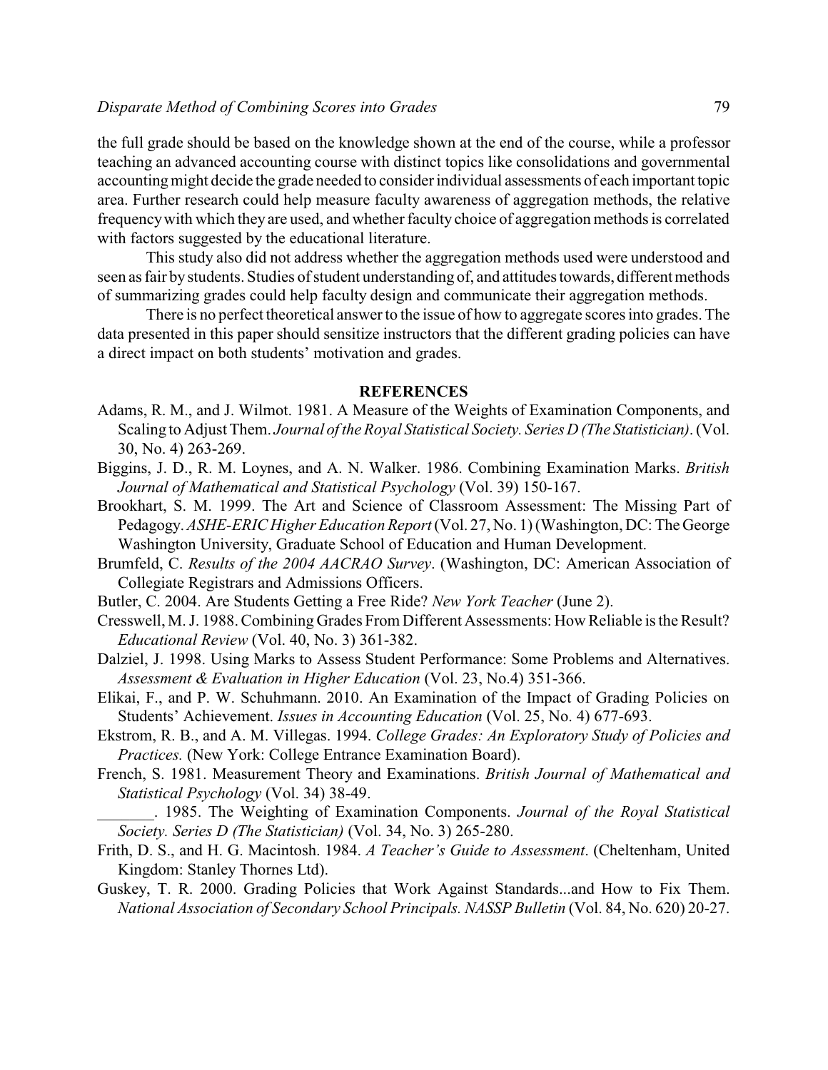the full grade should be based on the knowledge shown at the end of the course, while a professor teaching an advanced accounting course with distinct topics like consolidations and governmental accounting might decide the grade needed to consider individual assessments of each important topic area. Further research could help measure faculty awareness of aggregation methods, the relative frequency with which they are used, and whether faculty choice of aggregation methods is correlated with factors suggested by the educational literature.

This study also did not address whether the aggregation methods used were understood and seen as fair by students. Studies of student understanding of, and attitudes towards, different methods of summarizing grades could help faculty design and communicate their aggregation methods.

There is no perfect theoretical answer to the issue of how to aggregate scores into grades. The data presented in this paper should sensitize instructors that the different grading policies can have a direct impact on both students' motivation and grades.

## REFERENCES

Adams, R. M., and J. Wilmot. 1981. A Measure of the Weights of Examination Components, and Scaling to Adjust Them. *Journal of the Royal Statistical Society. Series D (The Statistician)*. (Vol. 30, No. 4) 263-269.

Biggins, J. D., R. M. Loynes, and A. N. Walker. 1986. Combining Examination Marks. *British Journal of Mathematical and Statistical Psychology* (Vol. 39) 150-167.

Brookhart, S. M. 1999. The Art and Science of Classroom Assessment: The Missing Part of Pedagogy. *ASHE-ERIC Higher Education Report* (Vol. 27, No. 1) (Washington, DC: The George Washington University, Graduate School of Education and Human Development.

Brumfeld, C. *Results of the 2004 AACRAO Survey*. (Washington, DC: American Association of Collegiate Registrars and Admissions Officers.

Butler, C. 2004. Are Students Getting a Free Ride? *New York Teacher* (June 2).

Cresswell, M. J. 1988. Combining Grades From Different Assessments: How Reliable is the Result? *Educational Review* (Vol. 40, No. 3) 361-382.

Dalziel, J. 1998. Using Marks to Assess Student Performance: Some Problems and Alternatives. *Assessment & Evaluation in Higher Education* (Vol. 23, No.4) 351-366.

Elikai, F., and P. W. Schuhmann. 2010. An Examination of the Impact of Grading Policies on Students' Achievement. *Issues in Accounting Education* (Vol. 25, No. 4) 677-693.

Ekstrom, R. B., and A. M. Villegas. 1994. *College Grades: An Exploratory Study of Policies and Practices.* (New York: College Entrance Examination Board).

French, S. 1981. Measurement Theory and Examinations. *British Journal of Mathematical and Statistical Psychology* (Vol. 34) 38-49.

_______. 1985. The Weighting of Examination Components. *Journal of the Royal Statistical Society. Series D (The Statistician)* (Vol. 34, No. 3) 265-280.

Frith, D. S., and H. G. Macintosh. 1984. *A Teacher's Guide to Assessment*. (Cheltenham, United Kingdom: Stanley Thornes Ltd).

Guskey, T. R. 2000. Grading Policies that Work Against Standards...and How to Fix Them. *National Association of Secondary School Principals. NASSP Bulletin* (Vol. 84, No. 620) 20-27.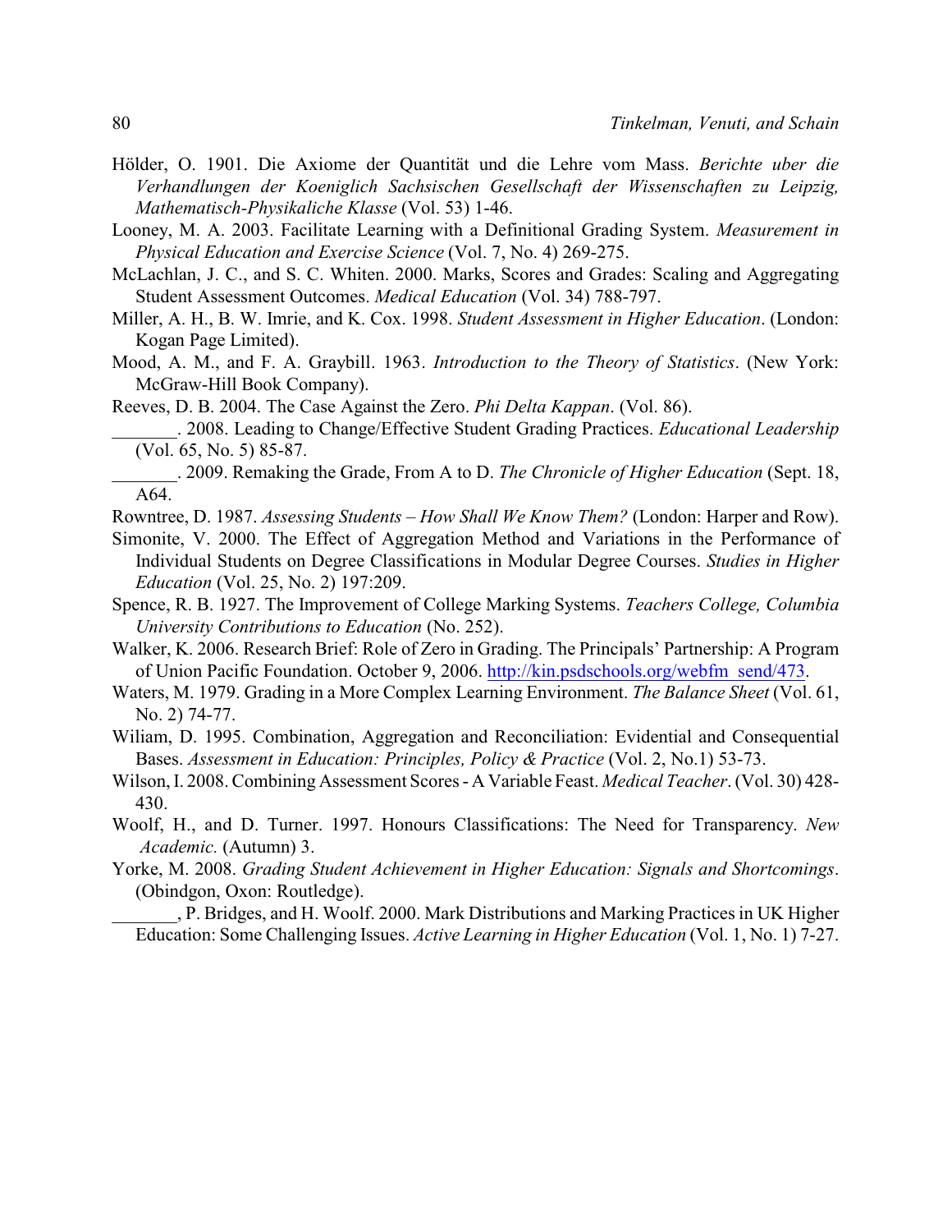Hölder, O. 1901. Die Axiome der Quantität und die Lehre vom Mass. *Berichte uber die Verhandlungen der Koeniglich Sachsischen Gesellschaft der Wissenschaften zu Leipzig, Mathematisch-Physikaliche Klasse* (Vol. 53) 1-46.

Looney, M. A. 2003. Facilitate Learning with a Definitional Grading System. *Measurement in Physical Education and Exercise Science* (Vol. 7, No. 4) 269-275.

McLachlan, J. C., and S. C. Whiten. 2000. Marks, Scores and Grades: Scaling and Aggregating Student Assessment Outcomes. *Medical Education* (Vol. 34) 788-797.

Miller, A. H., B. W. Imrie, and K. Cox. 1998. *Student Assessment in Higher Education*. (London: Kogan Page Limited).

Mood, A. M., and F. A. Graybill. 1963. *Introduction to the Theory of Statistics*. (New York: McGraw-Hill Book Company).

Reeves, D. B. 2004. The Case Against the Zero. *Phi Delta Kappan*. (Vol. 86).

_______. 2008. Leading to Change/Effective Student Grading Practices. *Educational Leadership* (Vol. 65, No. 5) 85-87.

_______. 2009. Remaking the Grade, From A to D. *The Chronicle of Higher Education* (Sept. 18, A64.

Rowntree, D. 1987. *Assessing Students – How Shall We Know Them?* (London: Harper and Row).

Simonite, V. 2000. The Effect of Aggregation Method and Variations in the Performance of Individual Students on Degree Classifications in Modular Degree Courses. *Studies in Higher Education* (Vol. 25, No. 2) 197:209.

Spence, R. B. 1927. The Improvement of College Marking Systems. *Teachers College, Columbia University Contributions to Education* (No. 252).

Walker, K. 2006. Research Brief: Role of Zero in Grading. The Principals' Partnership: A Program of Union Pacific Foundation. October 9, 2006. http://kin.psdschools.org/webfm_send/473.

Waters, M. 1979. Grading in a More Complex Learning Environment. *The Balance Sheet* (Vol. 61, No. 2) 74-77.

Wiliam, D. 1995. Combination, Aggregation and Reconciliation: Evidential and Consequential Bases. *Assessment in Education: Principles, Policy & Practice* (Vol. 2, No.1) 53-73.

Wilson, I. 2008. Combining Assessment Scores - A Variable Feast. *Medical Teacher*. (Vol. 30) 428-430.

Woolf, H., and D. Turner. 1997. Honours Classifications: The Need for Transparency. *New Academic.* (Autumn) 3.

Yorke, M. 2008. *Grading Student Achievement in Higher Education: Signals and Shortcomings*. (Obindgon, Oxon: Routledge).

_______, P. Bridges, and H. Woolf. 2000. Mark Distributions and Marking Practices in UK Higher Education: Some Challenging Issues. *Active Learning in Higher Education* (Vol. 1, No. 1) 7-27.